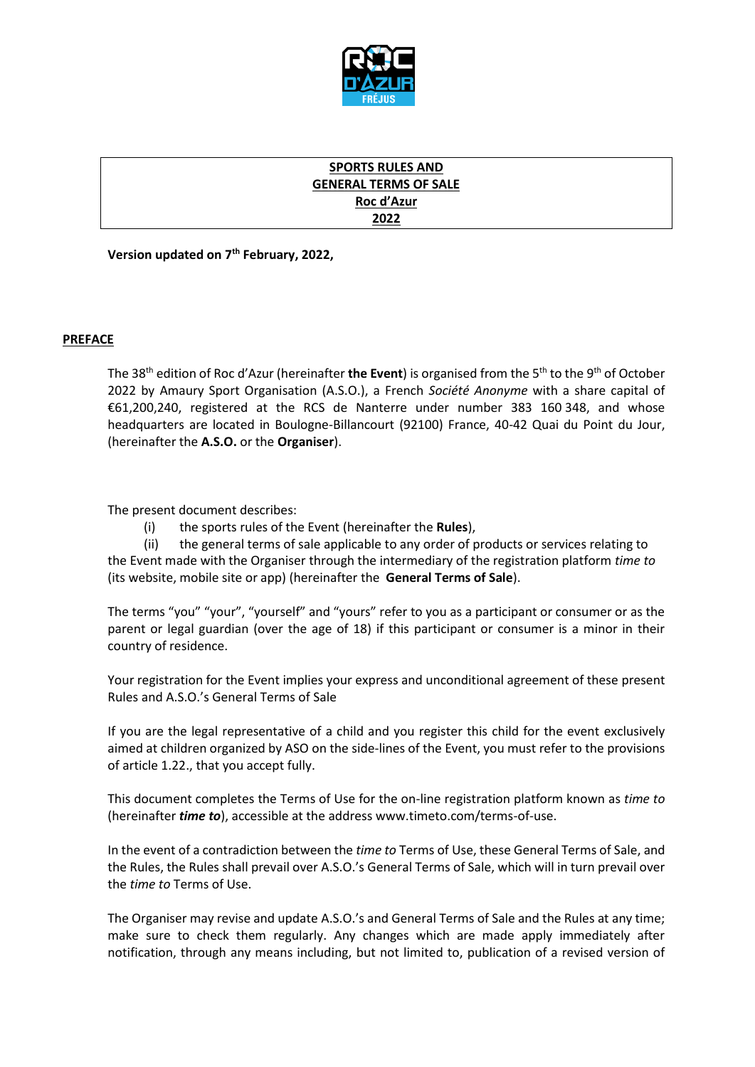**SPORTS RULES AND**
**GENERAL TERMS OF SALE**
**Roc d'Azur**
**2022**

**Version updated on 7th February, 2022,**

## PREFACE

The 38th edition of Roc d'Azur (hereinafter **the Event**) is organised from the 5th to the 9th of October 2022 by Amaury Sport Organisation (A.S.O.), a French *Société Anonyme* with a share capital of €61,200,240, registered at the RCS de Nanterre under number 383 160 348, and whose headquarters are located in Boulogne-Billancourt (92100) France, 40-42 Quai du Point du Jour, (hereinafter the **A.S.O.** or the **Organiser**).

The present document describes:

(i) the sports rules of the Event (hereinafter the **Rules**),

(ii) the general terms of sale applicable to any order of products or services relating to the Event made with the Organiser through the intermediary of the registration platform *time to* (its website, mobile site or app) (hereinafter the **General Terms of Sale**).

The terms "you" "your", "yourself" and "yours" refer to you as a participant or consumer or as the parent or legal guardian (over the age of 18) if this participant or consumer is a minor in their country of residence.

Your registration for the Event implies your express and unconditional agreement of these present Rules and A.S.O.'s General Terms of Sale

If you are the legal representative of a child and you register this child for the event exclusively aimed at children organized by ASO on the side-lines of the Event, you must refer to the provisions of article 1.22., that you accept fully.

This document completes the Terms of Use for the on-line registration platform known as *time to* (hereinafter ***time to***), accessible at the address www.timeto.com/terms-of-use.

In the event of a contradiction between the *time to* Terms of Use, these General Terms of Sale, and the Rules, the Rules shall prevail over A.S.O.'s General Terms of Sale, which will in turn prevail over the *time to* Terms of Use.

The Organiser may revise and update A.S.O.'s and General Terms of Sale and the Rules at any time; make sure to check them regularly. Any changes which are made apply immediately after notification, through any means including, but not limited to, publication of a revised version of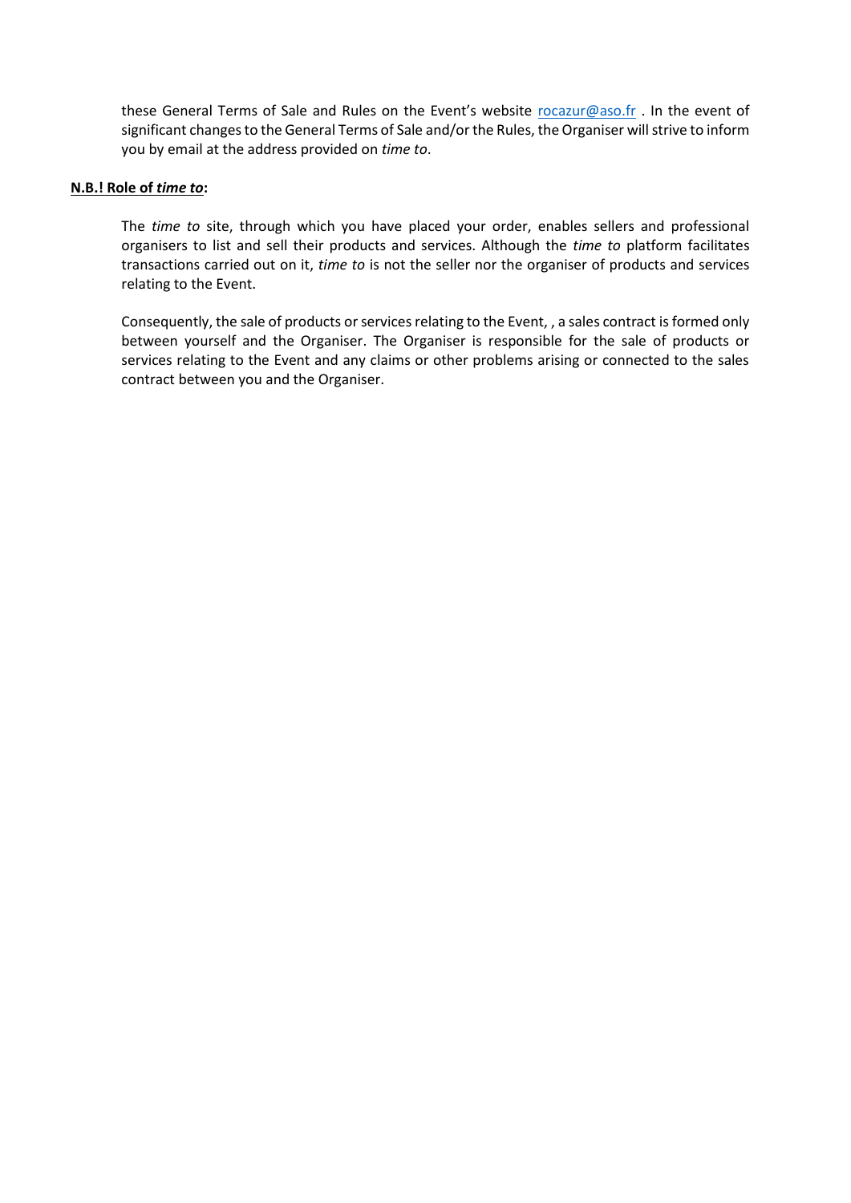these General Terms of Sale and Rules on the Event's website [rocazur@aso.fr](mailto:rocazur@aso.fr) . In the event of significant changes to the General Terms of Sale and/or the Rules, the Organiser will strive to inform you by email at the address provided on *time to*.

**N.B.! Role of *time to*:**

The *time to* site, through which you have placed your order, enables sellers and professional organisers to list and sell their products and services. Although the *time to* platform facilitates transactions carried out on it, *time to* is not the seller nor the organiser of products and services relating to the Event.

Consequently, the sale of products or services relating to the Event, , a sales contract is formed only between yourself and the Organiser. The Organiser is responsible for the sale of products or services relating to the Event and any claims or other problems arising or connected to the sales contract between you and the Organiser.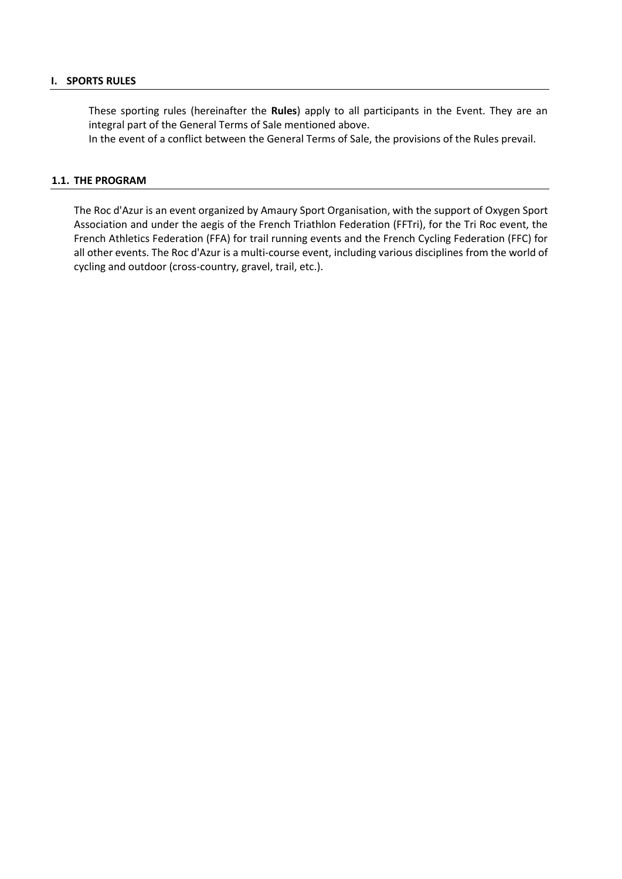# I. SPORTS RULES

These sporting rules (hereinafter the **Rules**) apply to all participants in the Event. They are an integral part of the General Terms of Sale mentioned above.
In the event of a conflict between the General Terms of Sale, the provisions of the Rules prevail.

## 1.1. THE PROGRAM

The Roc d'Azur is an event organized by Amaury Sport Organisation, with the support of Oxygen Sport Association and under the aegis of the French Triathlon Federation (FFTri), for the Tri Roc event, the French Athletics Federation (FFA) for trail running events and the French Cycling Federation (FFC) for all other events. The Roc d'Azur is a multi-course event, including various disciplines from the world of cycling and outdoor (cross-country, gravel, trail, etc.).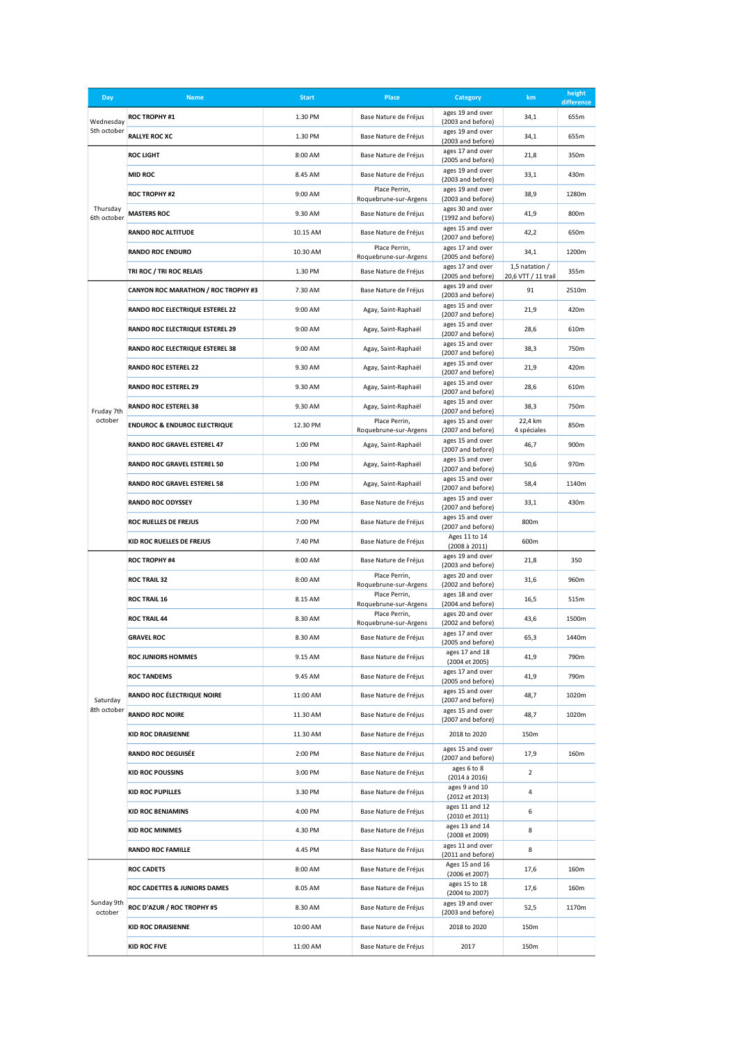| Day | Name | Start | Place | Category | km | height difference |
|---|---|---|---|---|---|---|
| Wednesday 5th october | ROC TROPHY #1 | 1.30 PM | Base Nature de Fréjus | ages 19 and over (2003 and before) | 34,1 | 655m |
| | RALLYE ROC XC | 1.30 PM | Base Nature de Fréjus | ages 19 and over (2003 and before) | 34,1 | 655m |
| Thursday 6th october | ROC LIGHT | 8:00 AM | Base Nature de Fréjus | ages 17 and over (2005 and before) | 21,8 | 350m |
| | MID ROC | 8.45 AM | Base Nature de Fréjus | ages 19 and over (2003 and before) | 33,1 | 430m |
| | ROC TROPHY #2 | 9:00 AM | Place Perrin, Roquebrune-sur-Argens | ages 19 and over (2003 and before) | 38,9 | 1280m |
| | MASTERS ROC | 9.30 AM | Base Nature de Fréjus | ages 30 and over (1992 and before) | 41,9 | 800m |
| | RANDO ROC ALTITUDE | 10.15 AM | Base Nature de Fréjus | ages 15 and over (2007 and before) | 42,2 | 650m |
| | RANDO ROC ENDURO | 10.30 AM | Place Perrin, Roquebrune-sur-Argens | ages 17 and over (2005 and before) | 34,1 | 1200m |
| | TRI ROC / TRI ROC RELAIS | 1.30 PM | Base Nature de Fréjus | ages 17 and over (2005 and before) | 1,5 natation / 20,6 VTT / 11 trail | 355m |
| Friday 7th october | CANYON ROC MARATHON / ROC TROPHY #3 | 7.30 AM | Base Nature de Fréjus | ages 19 and over (2003 and before) | 91 | 2510m |
| | RANDO ROC ELECTRIQUE ESTEREL 22 | 9:00 AM | Agay, Saint-Raphaël | ages 15 and over (2007 and before) | 21,9 | 420m |
| | RANDO ROC ELECTRIQUE ESTEREL 29 | 9:00 AM | Agay, Saint-Raphaël | ages 15 and over (2007 and before) | 28,6 | 610m |
| | RANDO ROC ELECTRIQUE ESTEREL 38 | 9:00 AM | Agay, Saint-Raphaël | ages 15 and over (2007 and before) | 38,3 | 750m |
| | RANDO ROC ESTEREL 22 | 9.30 AM | Agay, Saint-Raphaël | ages 15 and over (2007 and before) | 21,9 | 420m |
| | RANDO ROC ESTEREL 29 | 9.30 AM | Agay, Saint-Raphaël | ages 15 and over (2007 and before) | 28,6 | 610m |
| | RANDO ROC ESTEREL 38 | 9.30 AM | Agay, Saint-Raphaël | ages 15 and over (2007 and before) | 38,3 | 750m |
| | ENDUROC & ENDUROC ELECTRIQUE | 12.30 PM | Place Perrin, Roquebrune-sur-Argens | ages 15 and over (2007 and before) | 22,4 km 4 spéciales | 850m |
| | RANDO ROC GRAVEL ESTEREL 47 | 1:00 PM | Agay, Saint-Raphaël | ages 15 and over (2007 and before) | 46,7 | 900m |
| | RANDO ROC GRAVEL ESTEREL 50 | 1:00 PM | Agay, Saint-Raphaël | ages 15 and over (2007 and before) | 50,6 | 970m |
| | RANDO ROC GRAVEL ESTEREL 58 | 1:00 PM | Agay, Saint-Raphaël | ages 15 and over (2007 and before) | 58,4 | 1140m |
| | RANDO ROC ODYSSEY | 1.30 PM | Base Nature de Fréjus | ages 15 and over (2007 and before) | 33,1 | 430m |
| | ROC RUELLES DE FREJUS | 7:00 PM | Base Nature de Fréjus | ages 15 and over (2007 and before) | 800m | |
| | KID ROC RUELLES DE FREJUS | 7.40 PM | Base Nature de Fréjus | Ages 11 to 14 (2008 à 2011) | 600m | |
| Saturday 8th october | ROC TROPHY #4 | 8:00 AM | Base Nature de Fréjus | ages 19 and over (2003 and before) | 21,8 | 350 |
| | ROC TRAIL 32 | 8:00 AM | Place Perrin, Roquebrune-sur-Argens | ages 20 and over (2002 and before) | 31,6 | 960m |
| | ROC TRAIL 16 | 8.15 AM | Place Perrin, Roquebrune-sur-Argens | ages 18 and over (2004 and before) | 16,5 | 515m |
| | ROC TRAIL 44 | 8.30 AM | Place Perrin, Roquebrune-sur-Argens | ages 20 and over (2002 and before) | 43,6 | 1500m |
| | GRAVEL ROC | 8.30 AM | Base Nature de Fréjus | ages 17 and over (2005 and before) | 65,3 | 1440m |
| | ROC JUNIORS HOMMES | 9.15 AM | Base Nature de Fréjus | ages 17 and 18 (2004 et 2005) | 41,9 | 790m |
| | ROC TANDEMS | 9.45 AM | Base Nature de Fréjus | ages 17 and over (2005 and before) | 41,9 | 790m |
| | RANDO ROC ÉLECTRIQUE NOIRE | 11:00 AM | Base Nature de Fréjus | ages 15 and over (2007 and before) | 48,7 | 1020m |
| | RANDO ROC NOIRE | 11.30 AM | Base Nature de Fréjus | ages 15 and over (2007 and before) | 48,7 | 1020m |
| | KID ROC DRAISIENNE | 11.30 AM | Base Nature de Fréjus | 2018 to 2020 | 150m | |
| | RANDO ROC DEGUISÉE | 2:00 PM | Base Nature de Fréjus | ages 15 and over (2007 and before) | 17,9 | 160m |
| | KID ROC POUSSINS | 3:00 PM | Base Nature de Fréjus | ages 6 to 8 (2014 à 2016) | 2 | |
| | KID ROC PUPILLES | 3.30 PM | Base Nature de Fréjus | ages 9 and 10 (2012 et 2013) | 4 | |
| | KID ROC BENJAMINS | 4:00 PM | Base Nature de Fréjus | ages 11 and 12 (2010 et 2011) | 6 | |
| | KID ROC MINIMES | 4.30 PM | Base Nature de Fréjus | ages 13 and 14 (2008 et 2009) | 8 | |
| | RANDO ROC FAMILLE | 4.45 PM | Base Nature de Fréjus | ages 11 and over (2011 and before) | 8 | |
| Sunday 9th october | ROC CADETS | 8:00 AM | Base Nature de Fréjus | Ages 15 and 16 (2006 et 2007) | 17,6 | 160m |
| | ROC CADETTES & JUNIORS DAMES | 8.05 AM | Base Nature de Fréjus | ages 15 to 18 (2004 to 2007) | 17,6 | 160m |
| | ROC D'AZUR / ROC TROPHY #5 | 8.30 AM | Base Nature de Fréjus | ages 19 and over (2003 and before) | 52,5 | 1170m |
| | KID ROC DRAISIENNE | 10:00 AM | Base Nature de Fréjus | 2018 to 2020 | 150m | |
| | KID ROC FIVE | 11:00 AM | Base Nature de Fréjus | 2017 | 150m | |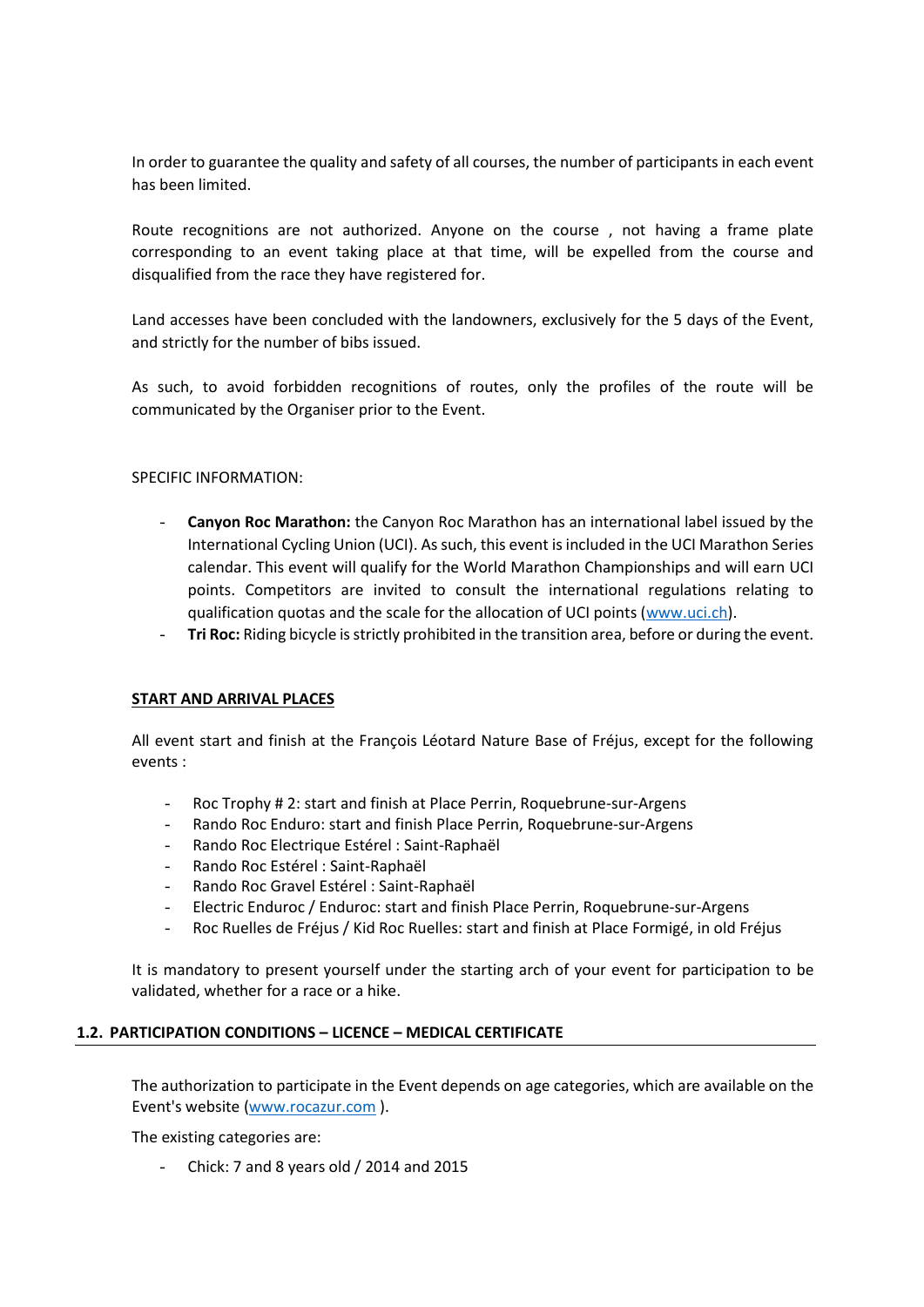In order to guarantee the quality and safety of all courses, the number of participants in each event has been limited.

Route recognitions are not authorized. Anyone on the course , not having a frame plate corresponding to an event taking place at that time, will be expelled from the course and disqualified from the race they have registered for.

Land accesses have been concluded with the landowners, exclusively for the 5 days of the Event, and strictly for the number of bibs issued.

As such, to avoid forbidden recognitions of routes, only the profiles of the route will be communicated by the Organiser prior to the Event.

SPECIFIC INFORMATION:

- **Canyon Roc Marathon:** the Canyon Roc Marathon has an international label issued by the International Cycling Union (UCI). As such, this event is included in the UCI Marathon Series calendar. This event will qualify for the World Marathon Championships and will earn UCI points. Competitors are invited to consult the international regulations relating to qualification quotas and the scale for the allocation of UCI points (www.uci.ch).
- **Tri Roc:** Riding bicycle is strictly prohibited in the transition area, before or during the event.

**START AND ARRIVAL PLACES**

All event start and finish at the François Léotard Nature Base of Fréjus, except for the following events :

- Roc Trophy # 2: start and finish at Place Perrin, Roquebrune-sur-Argens
- Rando Roc Enduro: start and finish Place Perrin, Roquebrune-sur-Argens
- Rando Roc Electrique Estérel : Saint-Raphaël
- Rando Roc Estérel : Saint-Raphaël
- Rando Roc Gravel Estérel : Saint-Raphaël
- Electric Enduroc / Enduroc: start and finish Place Perrin, Roquebrune-sur-Argens
- Roc Ruelles de Fréjus / Kid Roc Ruelles: start and finish at Place Formigé, in old Fréjus

It is mandatory to present yourself under the starting arch of your event for participation to be validated, whether for a race or a hike.

## 1.2. PARTICIPATION CONDITIONS – LICENCE – MEDICAL CERTIFICATE

The authorization to participate in the Event depends on age categories, which are available on the Event's website (www.rocazur.com ).

The existing categories are:

- Chick: 7 and 8 years old / 2014 and 2015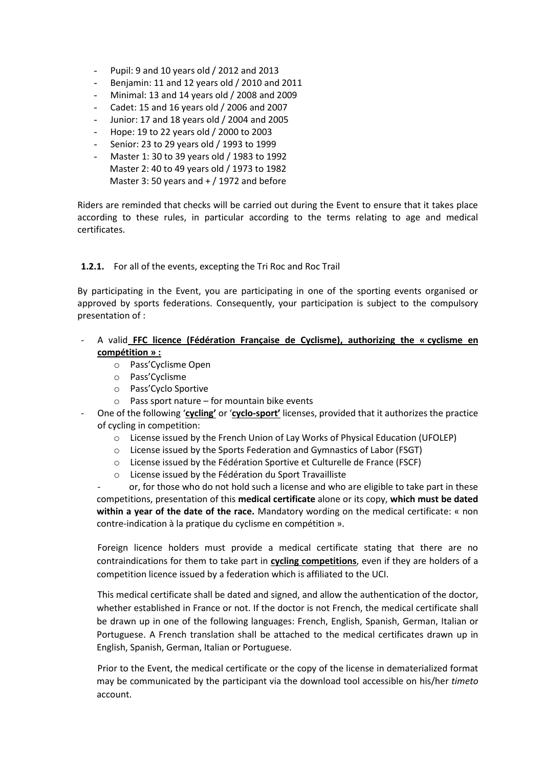- Pupil: 9 and 10 years old / 2012 and 2013
- Benjamin: 11 and 12 years old / 2010 and 2011
- Minimal: 13 and 14 years old / 2008 and 2009
- Cadet: 15 and 16 years old / 2006 and 2007
- Junior: 17 and 18 years old / 2004 and 2005
- Hope: 19 to 22 years old / 2000 to 2003
- Senior: 23 to 29 years old / 1993 to 1999
- Master 1: 30 to 39 years old / 1983 to 1992
  Master 2: 40 to 49 years old / 1973 to 1982
  Master 3: 50 years and + / 1972 and before

Riders are reminded that checks will be carried out during the Event to ensure that it takes place according to these rules, in particular according to the terms relating to age and medical certificates.

**1.2.1.** For all of the events, excepting the Tri Roc and Roc Trail

By participating in the Event, you are participating in one of the sporting events organised or approved by sports federations. Consequently, your participation is subject to the compulsory presentation of :

- A valid **FFC licence (Fédération Française de Cyclisme), authorizing the « cyclisme en compétition » :**
  - Pass'Cyclisme Open
  - Pass'Cyclisme
  - Pass'Cyclo Sportive
  - Pass sport nature – for mountain bike events
- One of the following '**cycling'** or '**cyclo-sport'** licenses, provided that it authorizes the practice of cycling in competition:
  - License issued by the French Union of Lay Works of Physical Education (UFOLEP)
  - License issued by the Sports Federation and Gymnastics of Labor (FSGT)
  - License issued by the Fédération Sportive et Culturelle de France (FSCF)
  - License issued by the Fédération du Sport Travailliste
- or, for those who do not hold such a license and who are eligible to take part in these competitions, presentation of this **medical certificate** alone or its copy, **which must be dated within a year of the date of the race.** Mandatory wording on the medical certificate: « non contre-indication à la pratique du cyclisme en compétition ».

Foreign licence holders must provide a medical certificate stating that there are no contraindications for them to take part in **cycling competitions**, even if they are holders of a competition licence issued by a federation which is affiliated to the UCI.

This medical certificate shall be dated and signed, and allow the authentication of the doctor, whether established in France or not. If the doctor is not French, the medical certificate shall be drawn up in one of the following languages: French, English, Spanish, German, Italian or Portuguese. A French translation shall be attached to the medical certificates drawn up in English, Spanish, German, Italian or Portuguese.

Prior to the Event, the medical certificate or the copy of the license in dematerialized format may be communicated by the participant via the download tool accessible on his/her *timeto* account.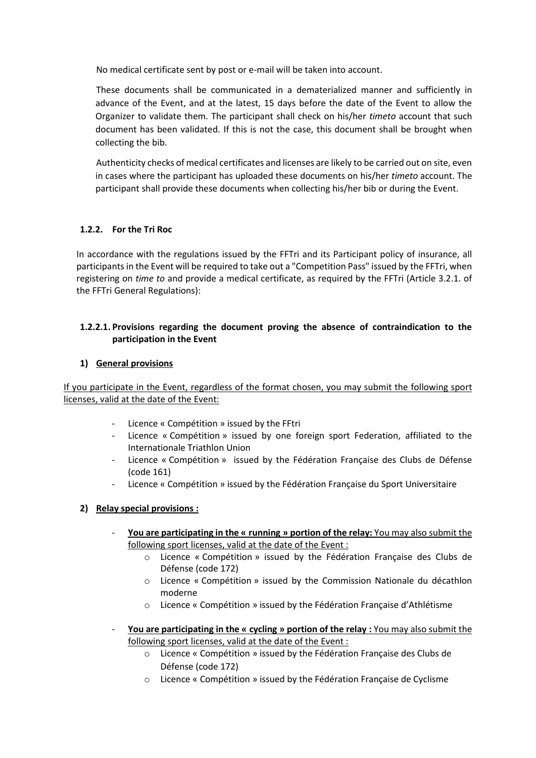No medical certificate sent by post or e-mail will be taken into account.

These documents shall be communicated in a dematerialized manner and sufficiently in advance of the Event, and at the latest, 15 days before the date of the Event to allow the Organizer to validate them. The participant shall check on his/her *timeto* account that such document has been validated. If this is not the case, this document shall be brought when collecting the bib.

Authenticity checks of medical certificates and licenses are likely to be carried out on site, even in cases where the participant has uploaded these documents on his/her *timeto* account. The participant shall provide these documents when collecting his/her bib or during the Event.

### 1.2.2. For the Tri Roc

In accordance with the regulations issued by the FFTri and its Participant policy of insurance, all participants in the Event will be required to take out a "Competition Pass" issued by the FFTri, when registering on *time to* and provide a medical certificate, as required by the FFTri (Article 3.2.1. of the FFTri General Regulations):

#### 1.2.2.1. Provisions regarding the document proving the absence of contraindication to the participation in the Event

**1) General provisions**

If you participate in the Event, regardless of the format chosen, you may submit the following sport licenses, valid at the date of the Event:

- Licence « Compétition » issued by the FFtri
- Licence « Compétition » issued by one foreign sport Federation, affiliated to the Internationale Triathlon Union
- Licence « Compétition » issued by the Fédération Française des Clubs de Défense (code 161)
- Licence « Compétition » issued by the Fédération Française du Sport Universitaire

**2) Relay special provisions :**

- **You are participating in the « running » portion of the relay:** You may also submit the following sport licenses, valid at the date of the Event :
  - Licence « Compétition » issued by the Fédération Française des Clubs de Défense (code 172)
  - Licence « Compétition » issued by the Commission Nationale du décathlon moderne
  - Licence « Compétition » issued by the Fédération Française d'Athlétisme
- **You are participating in the « cycling » portion of the relay :** You may also submit the following sport licenses, valid at the date of the Event :
  - Licence « Compétition » issued by the Fédération Française des Clubs de Défense (code 172)
  - Licence « Compétition » issued by the Fédération Française de Cyclisme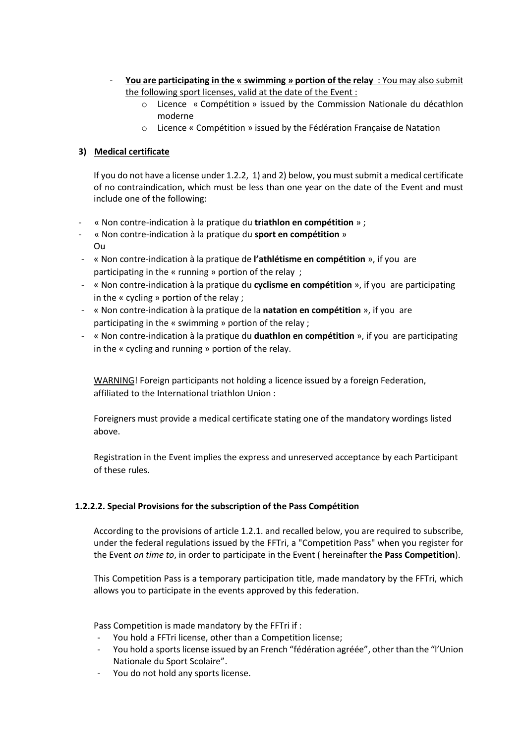- **You are participating in the « swimming » portion of the relay** : You may also submit the following sport licenses, valid at the date of the Event :
    - Licence « Compétition » issued by the Commission Nationale du décathlon moderne
    - Licence « Compétition » issued by the Fédération Française de Natation

**3) Medical certificate**

If you do not have a license under 1.2.2, 1) and 2) below, you must submit a medical certificate of no contraindication, which must be less than one year on the date of the Event and must include one of the following:

- « Non contre-indication à la pratique du **triathlon en compétition** » ;
- « Non contre-indication à la pratique du **sport en compétition** »
  Ou
- « Non contre-indication à la pratique de **l'athlétisme en compétition** », if you are participating in the « running » portion of the relay ;
- « Non contre-indication à la pratique du **cyclisme en compétition** », if you are participating in the « cycling » portion of the relay ;
- « Non contre-indication à la pratique de la **natation en compétition** », if you are participating in the « swimming » portion of the relay ;
- « Non contre-indication à la pratique du **duathlon en compétition** », if you are participating in the « cycling and running » portion of the relay.

WARNING! Foreign participants not holding a licence issued by a foreign Federation, affiliated to the International triathlon Union :

Foreigners must provide a medical certificate stating one of the mandatory wordings listed above.

Registration in the Event implies the express and unreserved acceptance by each Participant of these rules.

**1.2.2.2. Special Provisions for the subscription of the Pass Compétition**

According to the provisions of article 1.2.1. and recalled below, you are required to subscribe, under the federal regulations issued by the FFTri, a "Competition Pass" when you register for the Event *on time to*, in order to participate in the Event ( hereinafter the **Pass Competition**).

This Competition Pass is a temporary participation title, made mandatory by the FFTri, which allows you to participate in the events approved by this federation.

Pass Competition is made mandatory by the FFTri if :

- You hold a FFTri license, other than a Competition license;
- You hold a sports license issued by an French "fédération agréée", other than the "l'Union Nationale du Sport Scolaire".
- You do not hold any sports license.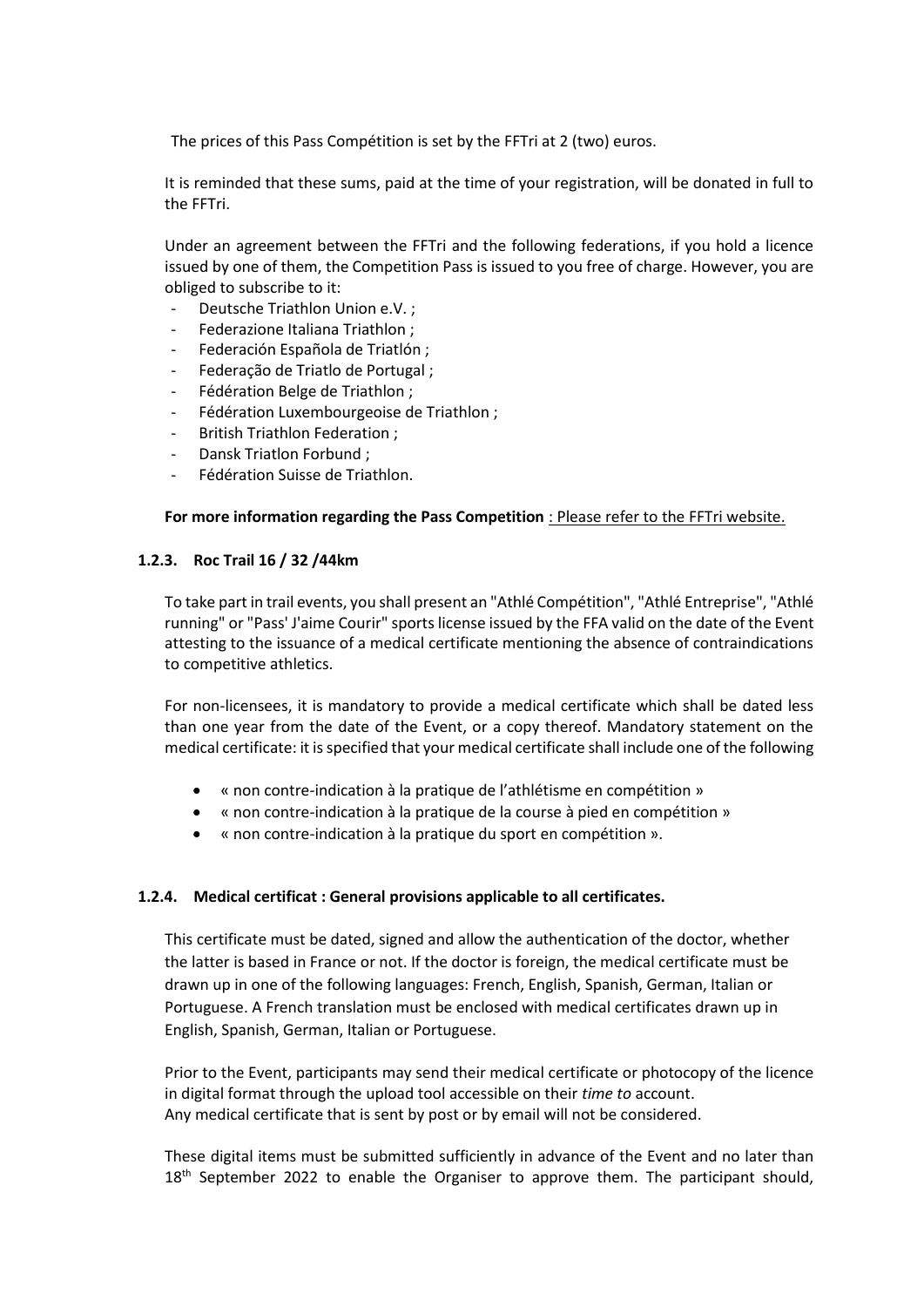The prices of this Pass Compétition is set by the FFTri at 2 (two) euros.

It is reminded that these sums, paid at the time of your registration, will be donated in full to the FFTri.

Under an agreement between the FFTri and the following federations, if you hold a licence issued by one of them, the Competition Pass is issued to you free of charge. However, you are obliged to subscribe to it:

- Deutsche Triathlon Union e.V. ;
- Federazione Italiana Triathlon ;
- Federación Española de Triatlón ;
- Federação de Triatlo de Portugal ;
- Fédération Belge de Triathlon ;
- Fédération Luxembourgeoise de Triathlon ;
- British Triathlon Federation ;
- Dansk Triatlon Forbund ;
- Fédération Suisse de Triathlon.

**For more information regarding the Pass Competition** : Please refer to the FFTri website.

#### 1.2.3. Roc Trail 16 / 32 /44km

To take part in trail events, you shall present an "Athlé Compétition", "Athlé Entreprise", "Athlé running" or "Pass' J'aime Courir" sports license issued by the FFA valid on the date of the Event attesting to the issuance of a medical certificate mentioning the absence of contraindications to competitive athletics.

For non-licensees, it is mandatory to provide a medical certificate which shall be dated less than one year from the date of the Event, or a copy thereof. Mandatory statement on the medical certificate: it is specified that your medical certificate shall include one of the following

- « non contre-indication à la pratique de l'athlétisme en compétition »
- « non contre-indication à la pratique de la course à pied en compétition »
- « non contre-indication à la pratique du sport en compétition ».

#### 1.2.4. Medical certificat : General provisions applicable to all certificates.

This certificate must be dated, signed and allow the authentication of the doctor, whether the latter is based in France or not. If the doctor is foreign, the medical certificate must be drawn up in one of the following languages: French, English, Spanish, German, Italian or Portuguese. A French translation must be enclosed with medical certificates drawn up in English, Spanish, German, Italian or Portuguese.

Prior to the Event, participants may send their medical certificate or photocopy of the licence in digital format through the upload tool accessible on their *time to* account.
Any medical certificate that is sent by post or by email will not be considered.

These digital items must be submitted sufficiently in advance of the Event and no later than 18th September 2022 to enable the Organiser to approve them. The participant should,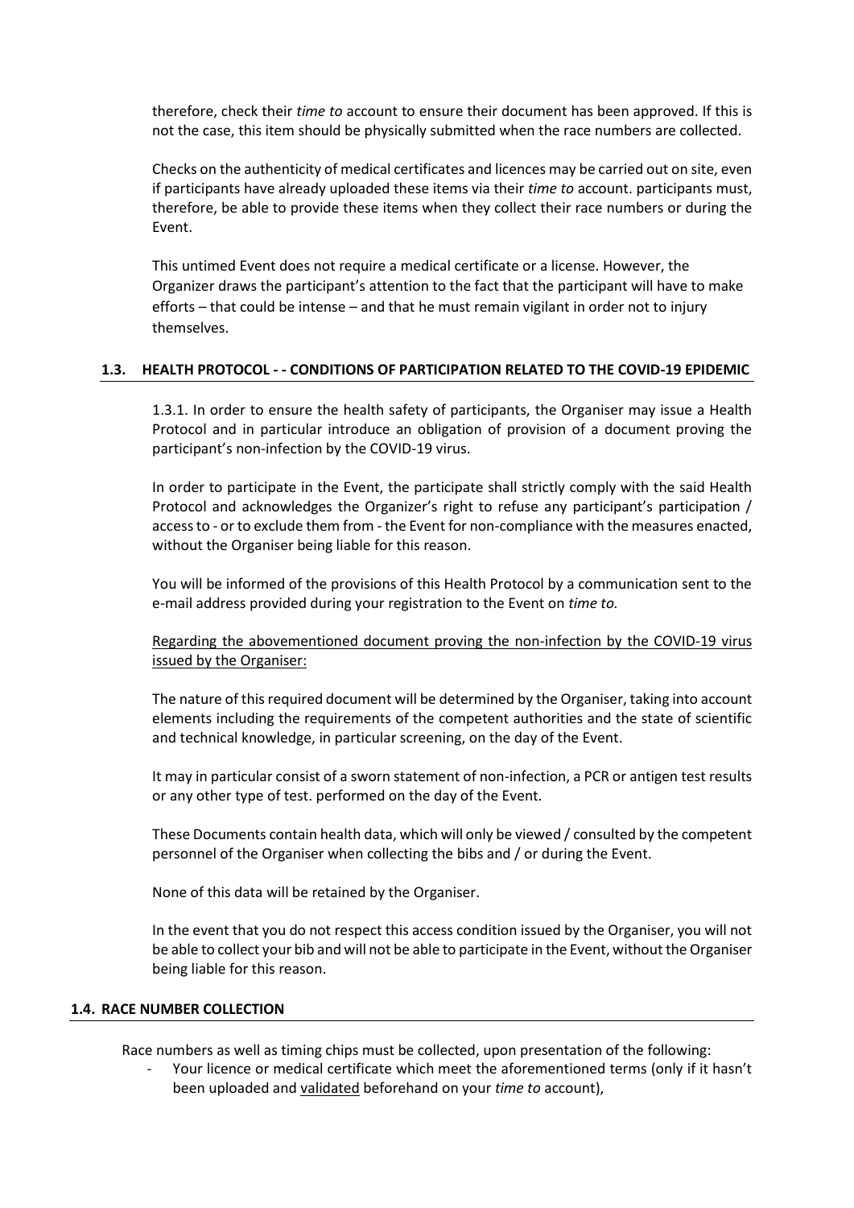therefore, check their *time to* account to ensure their document has been approved. If this is not the case, this item should be physically submitted when the race numbers are collected.

Checks on the authenticity of medical certificates and licences may be carried out on site, even if participants have already uploaded these items via their *time to* account. participants must, therefore, be able to provide these items when they collect their race numbers or during the Event.

This untimed Event does not require a medical certificate or a license. However, the Organizer draws the participant's attention to the fact that the participant will have to make efforts – that could be intense – and that he must remain vigilant in order not to injury themselves.

### 1.3. HEALTH PROTOCOL - - CONDITIONS OF PARTICIPATION RELATED TO THE COVID-19 EPIDEMIC

1.3.1. In order to ensure the health safety of participants, the Organiser may issue a Health Protocol and in particular introduce an obligation of provision of a document proving the participant's non-infection by the COVID-19 virus.

In order to participate in the Event, the participate shall strictly comply with the said Health Protocol and acknowledges the Organizer's right to refuse any participant's participation / access to - or to exclude them from - the Event for non-compliance with the measures enacted, without the Organiser being liable for this reason.

You will be informed of the provisions of this Health Protocol by a communication sent to the e-mail address provided during your registration to the Event on *time to.*

Regarding the abovementioned document proving the non-infection by the COVID-19 virus issued by the Organiser:

The nature of this required document will be determined by the Organiser, taking into account elements including the requirements of the competent authorities and the state of scientific and technical knowledge, in particular screening, on the day of the Event.

It may in particular consist of a sworn statement of non-infection, a PCR or antigen test results or any other type of test. performed on the day of the Event.

These Documents contain health data, which will only be viewed / consulted by the competent personnel of the Organiser when collecting the bibs and / or during the Event.

None of this data will be retained by the Organiser.

In the event that you do not respect this access condition issued by the Organiser, you will not be able to collect your bib and will not be able to participate in the Event, without the Organiser being liable for this reason.

### 1.4. RACE NUMBER COLLECTION

Race numbers as well as timing chips must be collected, upon presentation of the following:

- Your licence or medical certificate which meet the aforementioned terms (only if it hasn't been uploaded and validated beforehand on your *time to* account),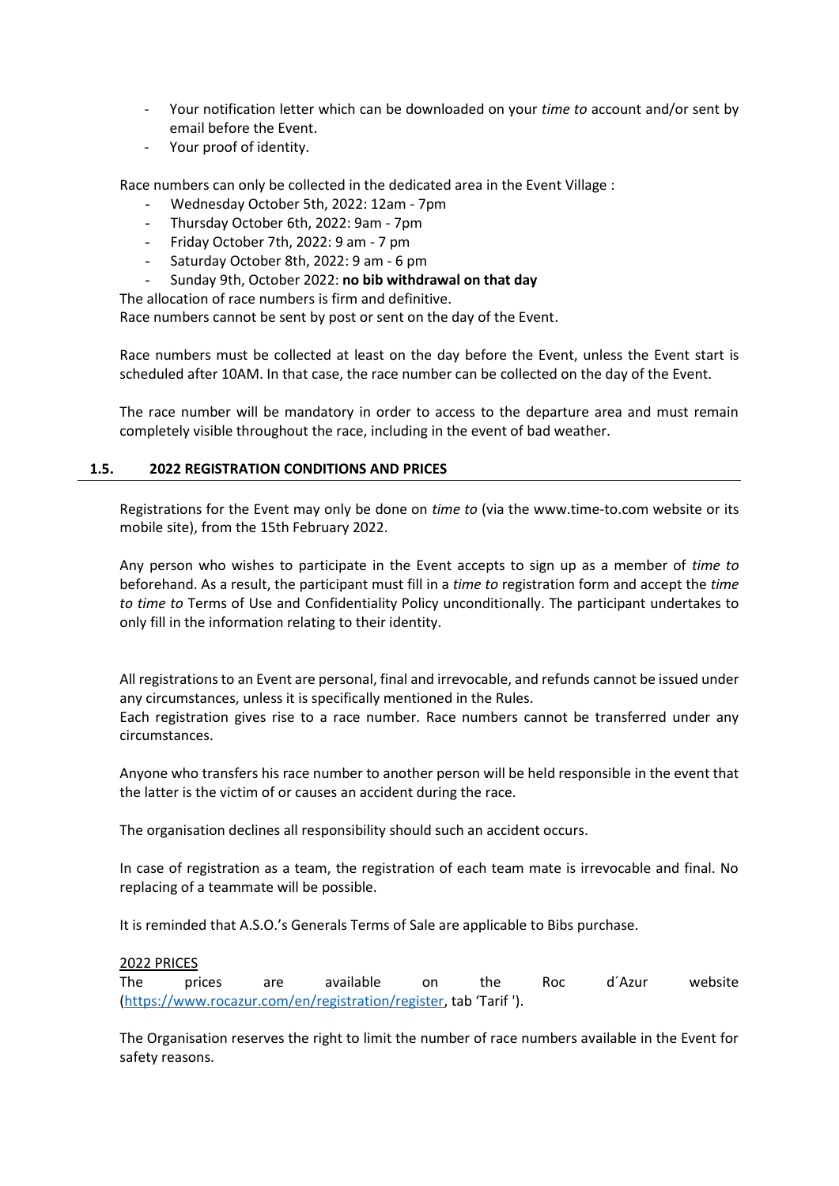- Your notification letter which can be downloaded on your *time to* account and/or sent by email before the Event.
- Your proof of identity.

Race numbers can only be collected in the dedicated area in the Event Village :

- Wednesday October 5th, 2022: 12am - 7pm
- Thursday October 6th, 2022: 9am - 7pm
- Friday October 7th, 2022: 9 am - 7 pm
- Saturday October 8th, 2022: 9 am - 6 pm
- Sunday 9th, October 2022: **no bib withdrawal on that day**

The allocation of race numbers is firm and definitive.
Race numbers cannot be sent by post or sent on the day of the Event.

Race numbers must be collected at least on the day before the Event, unless the Event start is scheduled after 10AM. In that case, the race number can be collected on the day of the Event.

The race number will be mandatory in order to access to the departure area and must remain completely visible throughout the race, including in the event of bad weather.

### 1.5. 2022 REGISTRATION CONDITIONS AND PRICES

Registrations for the Event may only be done on *time to* (via the www.time-to.com website or its mobile site), from the 15th February 2022.

Any person who wishes to participate in the Event accepts to sign up as a member of *time to* beforehand. As a result, the participant must fill in a *time to* registration form and accept the *time to time to* Terms of Use and Confidentiality Policy unconditionally. The participant undertakes to only fill in the information relating to their identity.

All registrations to an Event are personal, final and irrevocable, and refunds cannot be issued under any circumstances, unless it is specifically mentioned in the Rules.
Each registration gives rise to a race number. Race numbers cannot be transferred under any circumstances.

Anyone who transfers his race number to another person will be held responsible in the event that the latter is the victim of or causes an accident during the race.

The organisation declines all responsibility should such an accident occurs.

In case of registration as a team, the registration of each team mate is irrevocable and final. No replacing of a teammate will be possible.

It is reminded that A.S.O.'s Generals Terms of Sale are applicable to Bibs purchase.

2022 PRICES
The prices are available on the Roc d´Azur website ([https://www.rocazur.com/en/registration/register](https://www.rocazur.com/en/registration/register), tab 'Tarif ').

The Organisation reserves the right to limit the number of race numbers available in the Event for safety reasons.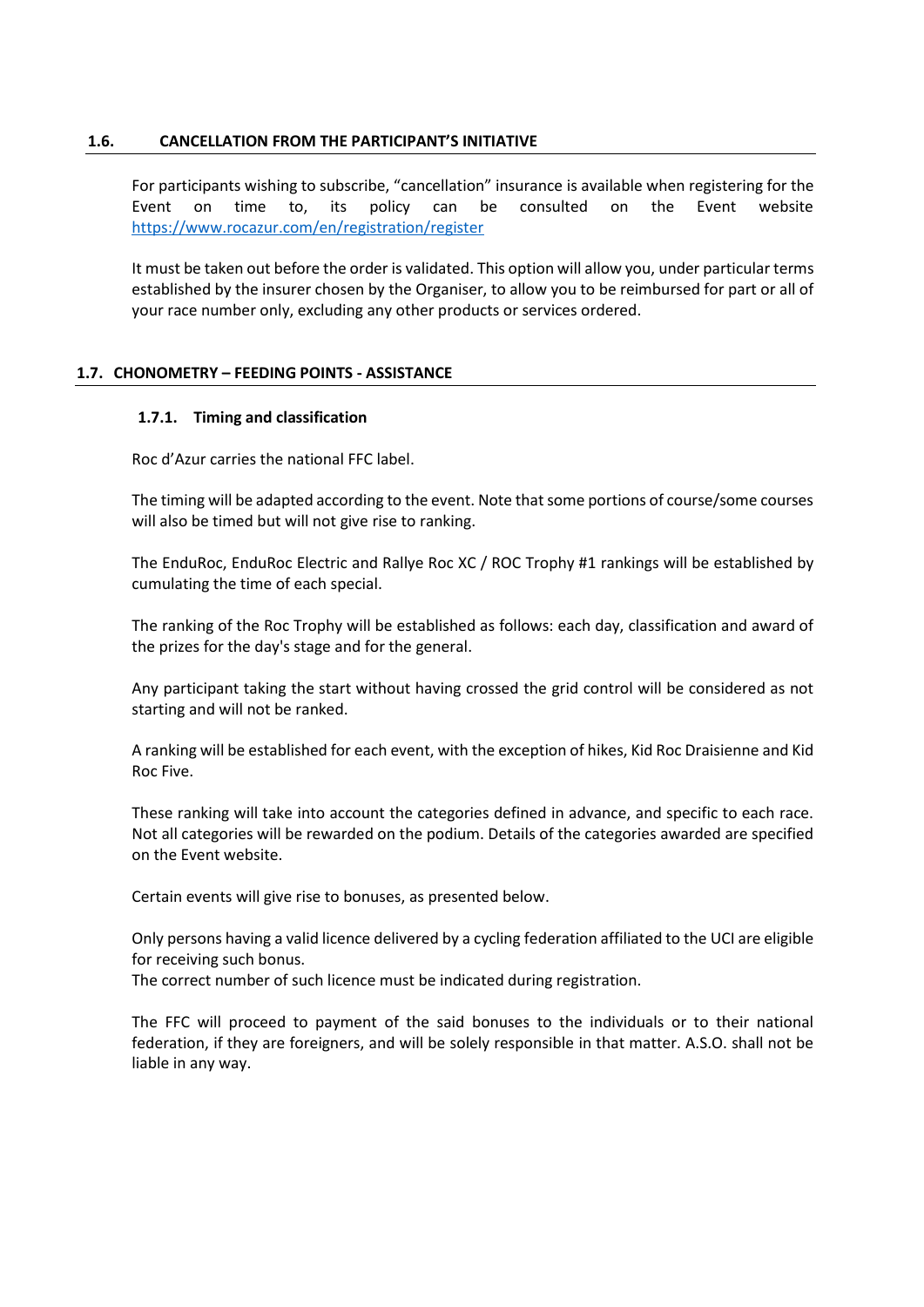## 1.6. CANCELLATION FROM THE PARTICIPANT'S INITIATIVE

For participants wishing to subscribe, "cancellation" insurance is available when registering for the Event on time to, its policy can be consulted on the Event website https://www.rocazur.com/en/registration/register

It must be taken out before the order is validated. This option will allow you, under particular terms established by the insurer chosen by the Organiser, to allow you to be reimbursed for part or all of your race number only, excluding any other products or services ordered.

## 1.7. CHONOMETRY – FEEDING POINTS - ASSISTANCE

### 1.7.1. Timing and classification

Roc d'Azur carries the national FFC label.

The timing will be adapted according to the event. Note that some portions of course/some courses will also be timed but will not give rise to ranking.

The EnduRoc, EnduRoc Electric and Rallye Roc XC / ROC Trophy #1 rankings will be established by cumulating the time of each special.

The ranking of the Roc Trophy will be established as follows: each day, classification and award of the prizes for the day's stage and for the general.

Any participant taking the start without having crossed the grid control will be considered as not starting and will not be ranked.

A ranking will be established for each event, with the exception of hikes, Kid Roc Draisienne and Kid Roc Five.

These ranking will take into account the categories defined in advance, and specific to each race. Not all categories will be rewarded on the podium. Details of the categories awarded are specified on the Event website.

Certain events will give rise to bonuses, as presented below.

Only persons having a valid licence delivered by a cycling federation affiliated to the UCI are eligible for receiving such bonus.
The correct number of such licence must be indicated during registration.

The FFC will proceed to payment of the said bonuses to the individuals or to their national federation, if they are foreigners, and will be solely responsible in that matter. A.S.O. shall not be liable in any way.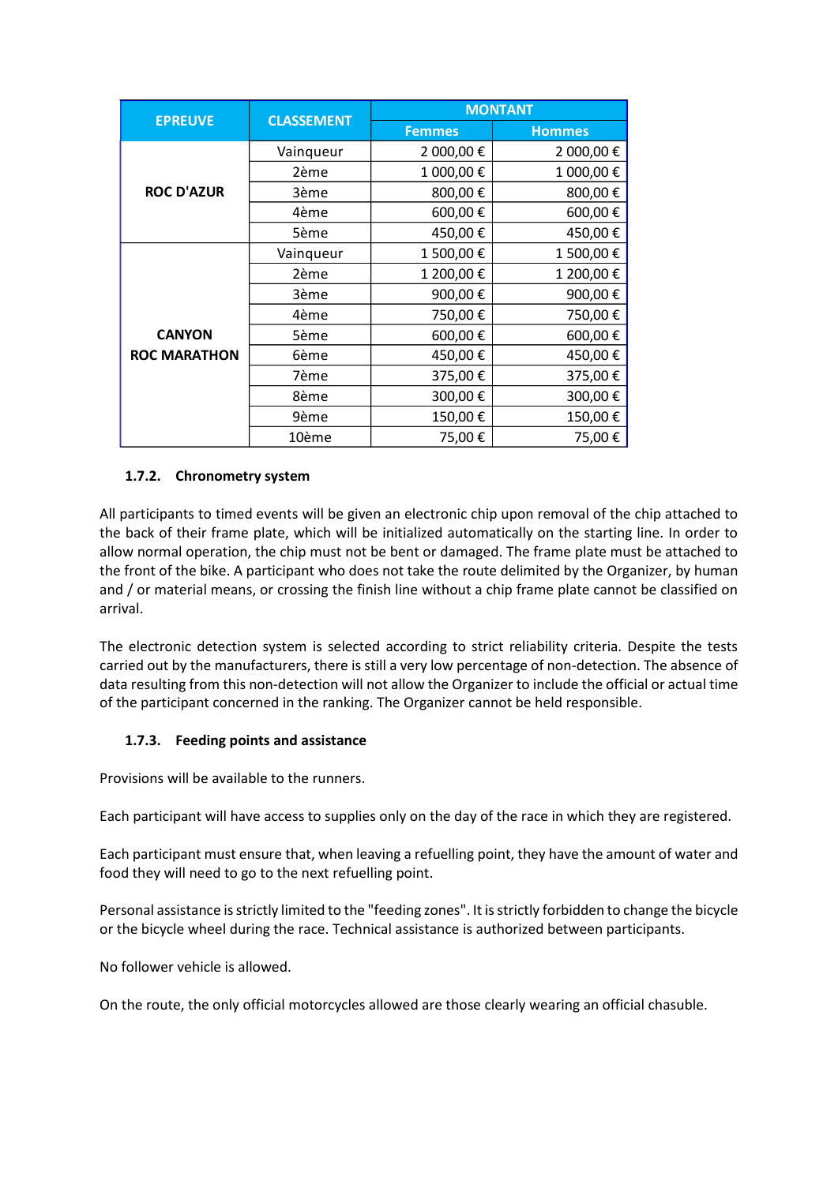| EPREUVE | CLASSEMENT | MONTANT | |
|---|---|---|---|
| | | Femmes | Hommes |
| ROC D'AZUR | Vainqueur | 2 000,00 € | 2 000,00 € |
| | 2ème | 1 000,00 € | 1 000,00 € |
| | 3ème | 800,00 € | 800,00 € |
| | 4ème | 600,00 € | 600,00 € |
| | 5ème | 450,00 € | 450,00 € |
| CANYON ROC MARATHON | Vainqueur | 1 500,00 € | 1 500,00 € |
| | 2ème | 1 200,00 € | 1 200,00 € |
| | 3ème | 900,00 € | 900,00 € |
| | 4ème | 750,00 € | 750,00 € |
| | 5ème | 600,00 € | 600,00 € |
| | 6ème | 450,00 € | 450,00 € |
| | 7ème | 375,00 € | 375,00 € |
| | 8ème | 300,00 € | 300,00 € |
| | 9ème | 150,00 € | 150,00 € |
| | 10ème | 75,00 € | 75,00 € |

#### 1.7.2. Chronometry system

All participants to timed events will be given an electronic chip upon removal of the chip attached to the back of their frame plate, which will be initialized automatically on the starting line. In order to allow normal operation, the chip must not be bent or damaged. The frame plate must be attached to the front of the bike. A participant who does not take the route delimited by the Organizer, by human and / or material means, or crossing the finish line without a chip frame plate cannot be classified on arrival.

The electronic detection system is selected according to strict reliability criteria. Despite the tests carried out by the manufacturers, there is still a very low percentage of non-detection. The absence of data resulting from this non-detection will not allow the Organizer to include the official or actual time of the participant concerned in the ranking. The Organizer cannot be held responsible.

#### 1.7.3. Feeding points and assistance

Provisions will be available to the runners.

Each participant will have access to supplies only on the day of the race in which they are registered.

Each participant must ensure that, when leaving a refuelling point, they have the amount of water and food they will need to go to the next refuelling point.

Personal assistance is strictly limited to the "feeding zones". It is strictly forbidden to change the bicycle or the bicycle wheel during the race. Technical assistance is authorized between participants.

No follower vehicle is allowed.

On the route, the only official motorcycles allowed are those clearly wearing an official chasuble.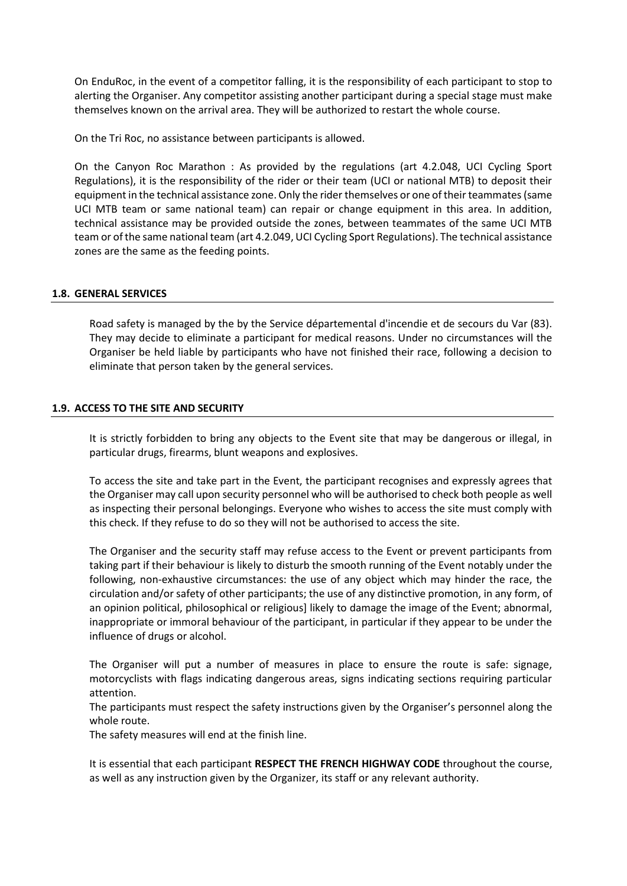On EnduRoc, in the event of a competitor falling, it is the responsibility of each participant to stop to alerting the Organiser. Any competitor assisting another participant during a special stage must make themselves known on the arrival area. They will be authorized to restart the whole course.

On the Tri Roc, no assistance between participants is allowed.

On the Canyon Roc Marathon : As provided by the regulations (art 4.2.048, UCI Cycling Sport Regulations), it is the responsibility of the rider or their team (UCI or national MTB) to deposit their equipment in the technical assistance zone. Only the rider themselves or one of their teammates (same UCI MTB team or same national team) can repair or change equipment in this area. In addition, technical assistance may be provided outside the zones, between teammates of the same UCI MTB team or of the same national team (art 4.2.049, UCI Cycling Sport Regulations). The technical assistance zones are the same as the feeding points.

### 1.8. GENERAL SERVICES

Road safety is managed by the by the Service départemental d'incendie et de secours du Var (83). They may decide to eliminate a participant for medical reasons. Under no circumstances will the Organiser be held liable by participants who have not finished their race, following a decision to eliminate that person taken by the general services.

### 1.9. ACCESS TO THE SITE AND SECURITY

It is strictly forbidden to bring any objects to the Event site that may be dangerous or illegal, in particular drugs, firearms, blunt weapons and explosives.

To access the site and take part in the Event, the participant recognises and expressly agrees that the Organiser may call upon security personnel who will be authorised to check both people as well as inspecting their personal belongings. Everyone who wishes to access the site must comply with this check. If they refuse to do so they will not be authorised to access the site.

The Organiser and the security staff may refuse access to the Event or prevent participants from taking part if their behaviour is likely to disturb the smooth running of the Event notably under the following, non-exhaustive circumstances: the use of any object which may hinder the race, the circulation and/or safety of other participants; the use of any distinctive promotion, in any form, of an opinion political, philosophical or religious] likely to damage the image of the Event; abnormal, inappropriate or immoral behaviour of the participant, in particular if they appear to be under the influence of drugs or alcohol.

The Organiser will put a number of measures in place to ensure the route is safe: signage, motorcyclists with flags indicating dangerous areas, signs indicating sections requiring particular attention.
The participants must respect the safety instructions given by the Organiser's personnel along the whole route.
The safety measures will end at the finish line.

It is essential that each participant **RESPECT THE FRENCH HIGHWAY CODE** throughout the course, as well as any instruction given by the Organizer, its staff or any relevant authority.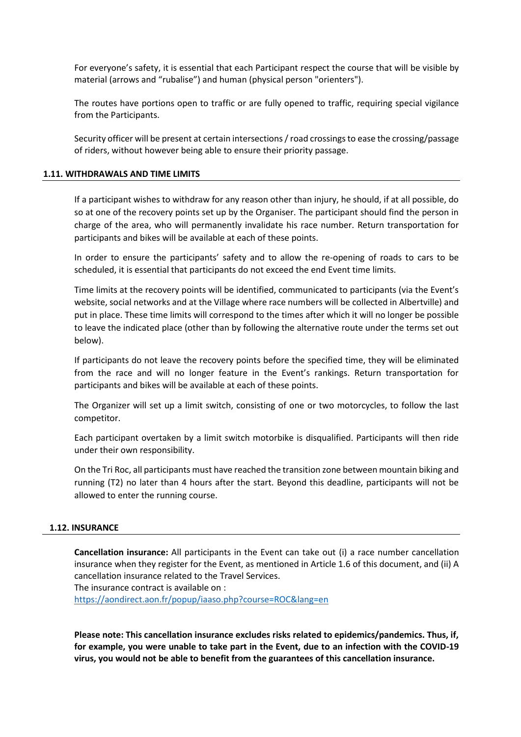For everyone's safety, it is essential that each Participant respect the course that will be visible by material (arrows and "rubalise") and human (physical person "orienters").

The routes have portions open to traffic or are fully opened to traffic, requiring special vigilance from the Participants.

Security officer will be present at certain intersections / road crossings to ease the crossing/passage of riders, without however being able to ensure their priority passage.

### 1.11. WITHDRAWALS AND TIME LIMITS

If a participant wishes to withdraw for any reason other than injury, he should, if at all possible, do so at one of the recovery points set up by the Organiser. The participant should find the person in charge of the area, who will permanently invalidate his race number. Return transportation for participants and bikes will be available at each of these points.

In order to ensure the participants' safety and to allow the re-opening of roads to cars to be scheduled, it is essential that participants do not exceed the end Event time limits.

Time limits at the recovery points will be identified, communicated to participants (via the Event's website, social networks and at the Village where race numbers will be collected in Albertville) and put in place. These time limits will correspond to the times after which it will no longer be possible to leave the indicated place (other than by following the alternative route under the terms set out below).

If participants do not leave the recovery points before the specified time, they will be eliminated from the race and will no longer feature in the Event's rankings. Return transportation for participants and bikes will be available at each of these points.

The Organizer will set up a limit switch, consisting of one or two motorcycles, to follow the last competitor.

Each participant overtaken by a limit switch motorbike is disqualified. Participants will then ride under their own responsibility.

On the Tri Roc, all participants must have reached the transition zone between mountain biking and running (T2) no later than 4 hours after the start. Beyond this deadline, participants will not be allowed to enter the running course.

### 1.12. INSURANCE

**Cancellation insurance:** All participants in the Event can take out (i) a race number cancellation insurance when they register for the Event, as mentioned in Article 1.6 of this document, and (ii) A cancellation insurance related to the Travel Services.
The insurance contract is available on :
https://aondirect.aon.fr/popup/iaaso.php?course=ROC&lang=en

**Please note: This cancellation insurance excludes risks related to epidemics/pandemics. Thus, if, for example, you were unable to take part in the Event, due to an infection with the COVID-19 virus, you would not be able to benefit from the guarantees of this cancellation insurance.**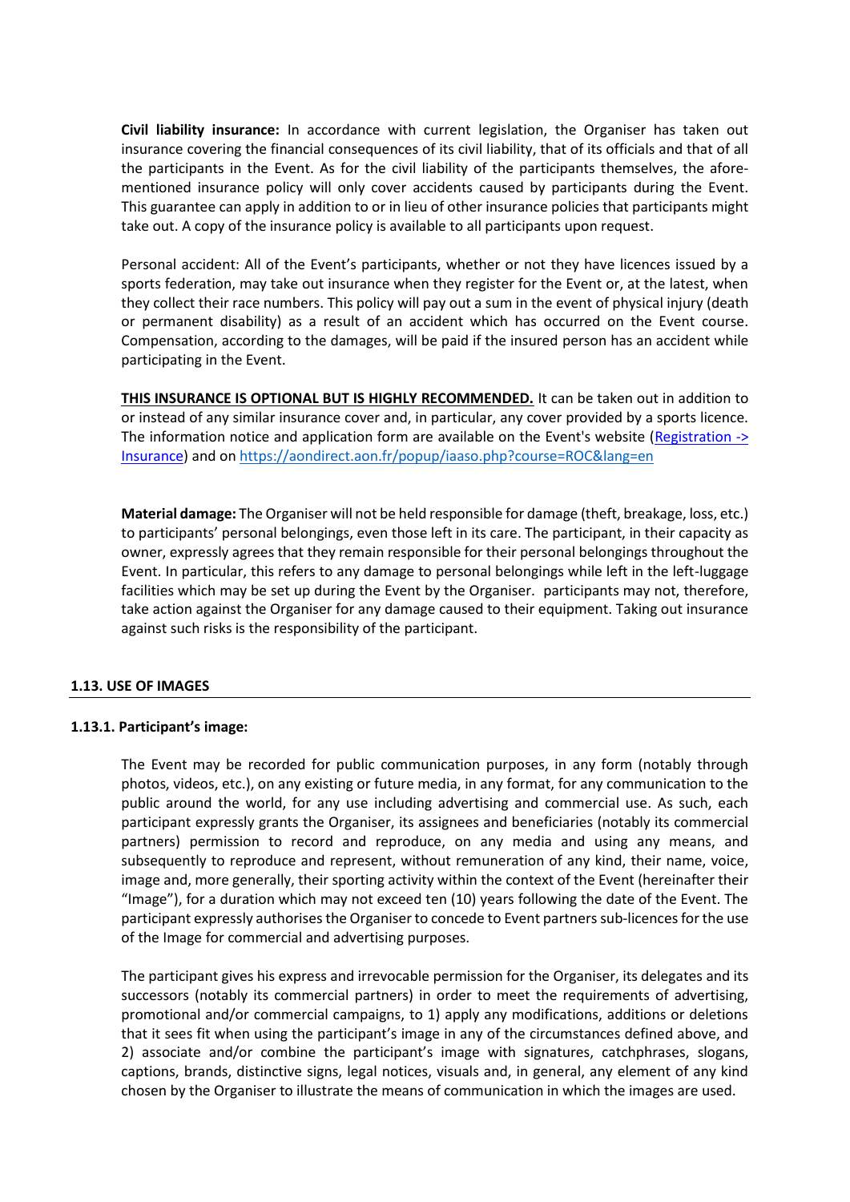**Civil liability insurance:** In accordance with current legislation, the Organiser has taken out insurance covering the financial consequences of its civil liability, that of its officials and that of all the participants in the Event. As for the civil liability of the participants themselves, the afore-mentioned insurance policy will only cover accidents caused by participants during the Event. This guarantee can apply in addition to or in lieu of other insurance policies that participants might take out. A copy of the insurance policy is available to all participants upon request.

Personal accident: All of the Event's participants, whether or not they have licences issued by a sports federation, may take out insurance when they register for the Event or, at the latest, when they collect their race numbers. This policy will pay out a sum in the event of physical injury (death or permanent disability) as a result of an accident which has occurred on the Event course. Compensation, according to the damages, will be paid if the insured person has an accident while participating in the Event.

**THIS INSURANCE IS OPTIONAL BUT IS HIGHLY RECOMMENDED.** It can be taken out in addition to or instead of any similar insurance cover and, in particular, any cover provided by a sports licence. The information notice and application form are available on the Event's website (Registration -> Insurance) and on https://aondirect.aon.fr/popup/iaaso.php?course=ROC&lang=en

**Material damage:** The Organiser will not be held responsible for damage (theft, breakage, loss, etc.) to participants' personal belongings, even those left in its care. The participant, in their capacity as owner, expressly agrees that they remain responsible for their personal belongings throughout the Event. In particular, this refers to any damage to personal belongings while left in the left-luggage facilities which may be set up during the Event by the Organiser. participants may not, therefore, take action against the Organiser for any damage caused to their equipment. Taking out insurance against such risks is the responsibility of the participant.

## 1.13. USE OF IMAGES

### 1.13.1. Participant's image:

The Event may be recorded for public communication purposes, in any form (notably through photos, videos, etc.), on any existing or future media, in any format, for any communication to the public around the world, for any use including advertising and commercial use. As such, each participant expressly grants the Organiser, its assignees and beneficiaries (notably its commercial partners) permission to record and reproduce, on any media and using any means, and subsequently to reproduce and represent, without remuneration of any kind, their name, voice, image and, more generally, their sporting activity within the context of the Event (hereinafter their "Image"), for a duration which may not exceed ten (10) years following the date of the Event. The participant expressly authorises the Organiser to concede to Event partners sub-licences for the use of the Image for commercial and advertising purposes.

The participant gives his express and irrevocable permission for the Organiser, its delegates and its successors (notably its commercial partners) in order to meet the requirements of advertising, promotional and/or commercial campaigns, to 1) apply any modifications, additions or deletions that it sees fit when using the participant's image in any of the circumstances defined above, and 2) associate and/or combine the participant's image with signatures, catchphrases, slogans, captions, brands, distinctive signs, legal notices, visuals and, in general, any element of any kind chosen by the Organiser to illustrate the means of communication in which the images are used.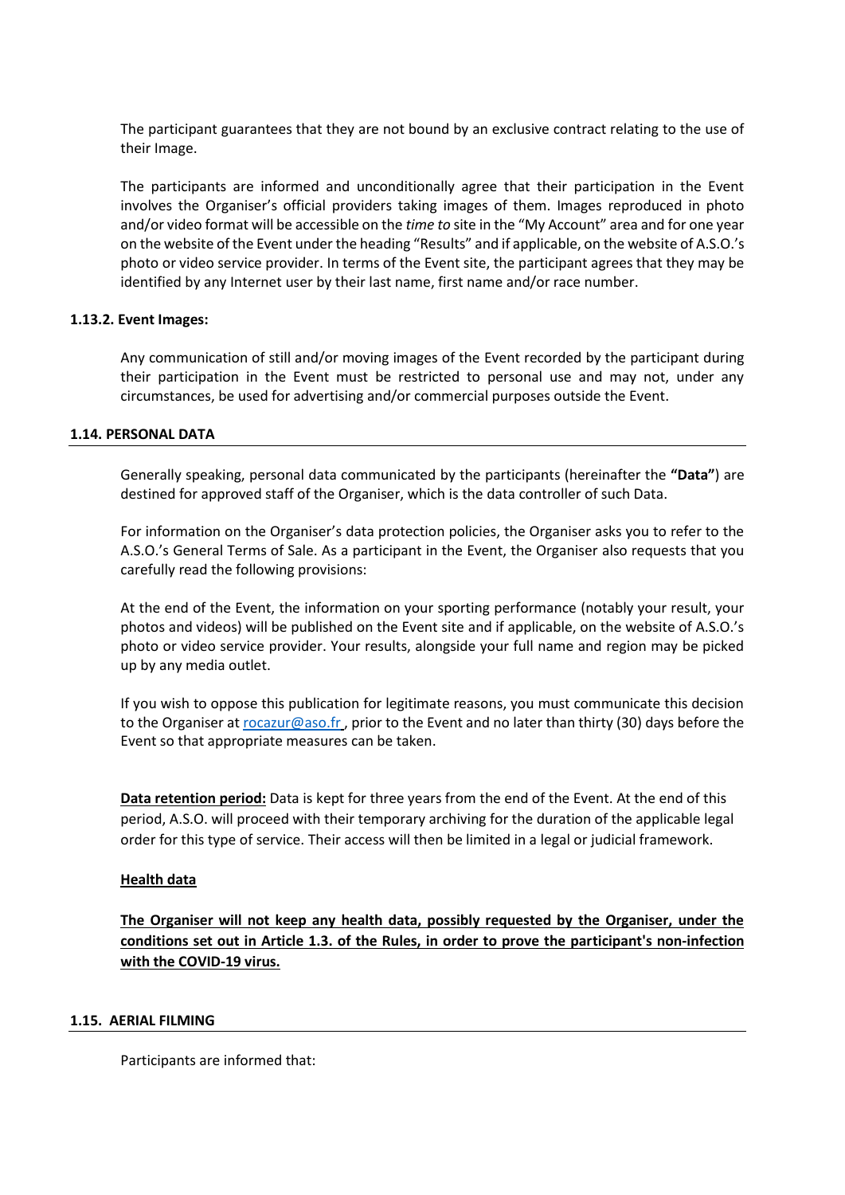The participant guarantees that they are not bound by an exclusive contract relating to the use of their Image.

The participants are informed and unconditionally agree that their participation in the Event involves the Organiser's official providers taking images of them. Images reproduced in photo and/or video format will be accessible on the *time to* site in the "My Account" area and for one year on the website of the Event under the heading "Results" and if applicable, on the website of A.S.O.'s photo or video service provider. In terms of the Event site, the participant agrees that they may be identified by any Internet user by their last name, first name and/or race number.

**1.13.2. Event Images:**

Any communication of still and/or moving images of the Event recorded by the participant during their participation in the Event must be restricted to personal use and may not, under any circumstances, be used for advertising and/or commercial purposes outside the Event.

### 1.14. PERSONAL DATA

Generally speaking, personal data communicated by the participants (hereinafter the **"Data"**) are destined for approved staff of the Organiser, which is the data controller of such Data.

For information on the Organiser's data protection policies, the Organiser asks you to refer to the A.S.O.'s General Terms of Sale. As a participant in the Event, the Organiser also requests that you carefully read the following provisions:

At the end of the Event, the information on your sporting performance (notably your result, your photos and videos) will be published on the Event site and if applicable, on the website of A.S.O.'s photo or video service provider. Your results, alongside your full name and region may be picked up by any media outlet.

If you wish to oppose this publication for legitimate reasons, you must communicate this decision to the Organiser at rocazur@aso.fr , prior to the Event and no later than thirty (30) days before the Event so that appropriate measures can be taken.

**Data retention period:** Data is kept for three years from the end of the Event. At the end of this period, A.S.O. will proceed with their temporary archiving for the duration of the applicable legal order for this type of service. Their access will then be limited in a legal or judicial framework.

**Health data**

**The Organiser will not keep any health data, possibly requested by the Organiser, under the conditions set out in Article 1.3. of the Rules, in order to prove the participant's non-infection with the COVID-19 virus.**

### 1.15. AERIAL FILMING

Participants are informed that: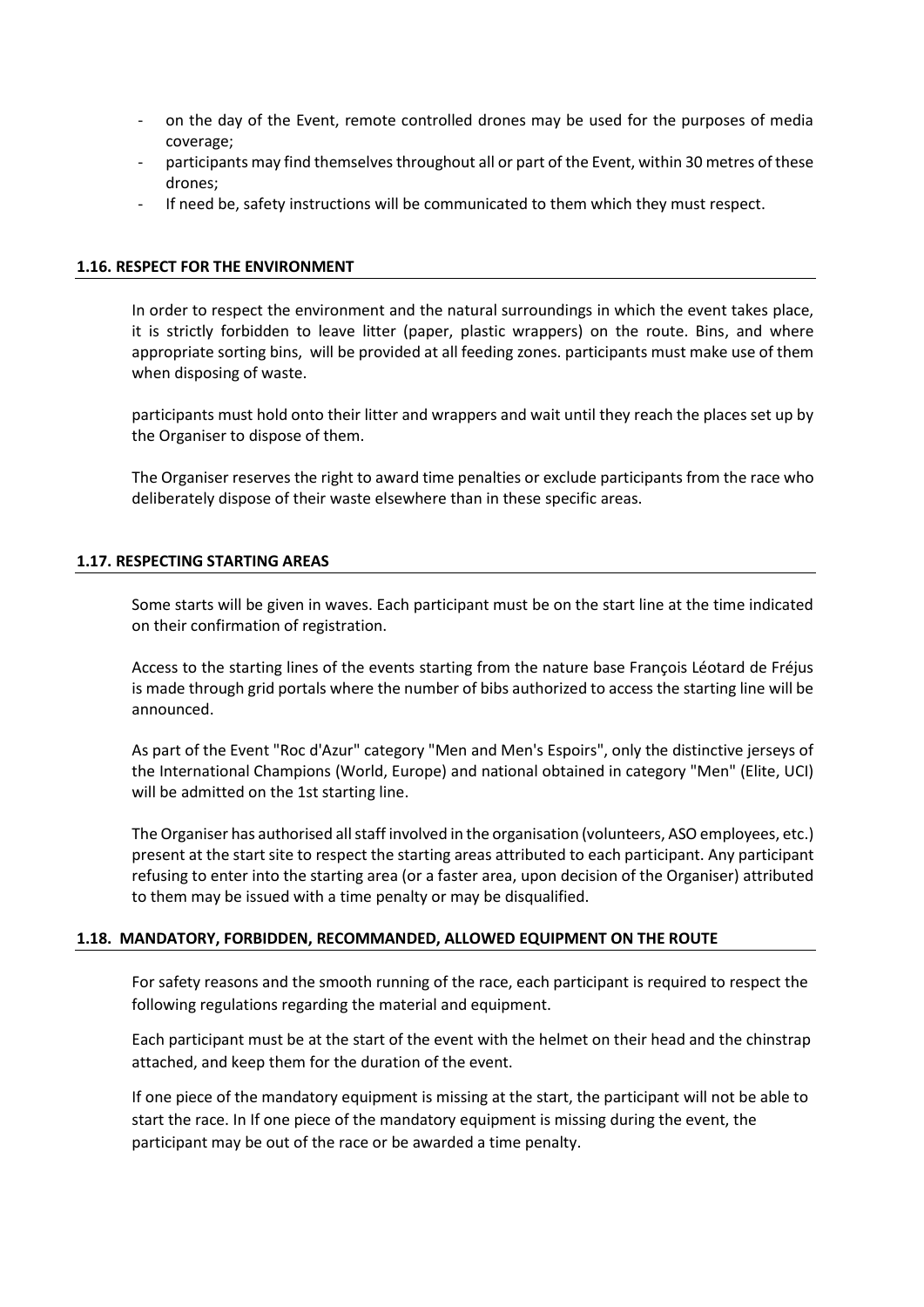- on the day of the Event, remote controlled drones may be used for the purposes of media coverage;
- participants may find themselves throughout all or part of the Event, within 30 metres of these drones;
- If need be, safety instructions will be communicated to them which they must respect.

### 1.16. RESPECT FOR THE ENVIRONMENT

In order to respect the environment and the natural surroundings in which the event takes place, it is strictly forbidden to leave litter (paper, plastic wrappers) on the route. Bins, and where appropriate sorting bins, will be provided at all feeding zones. participants must make use of them when disposing of waste.

participants must hold onto their litter and wrappers and wait until they reach the places set up by the Organiser to dispose of them.

The Organiser reserves the right to award time penalties or exclude participants from the race who deliberately dispose of their waste elsewhere than in these specific areas.

### 1.17. RESPECTING STARTING AREAS

Some starts will be given in waves. Each participant must be on the start line at the time indicated on their confirmation of registration.

Access to the starting lines of the events starting from the nature base François Léotard de Fréjus is made through grid portals where the number of bibs authorized to access the starting line will be announced.

As part of the Event "Roc d'Azur" category "Men and Men's Espoirs", only the distinctive jerseys of the International Champions (World, Europe) and national obtained in category "Men" (Elite, UCI) will be admitted on the 1st starting line.

The Organiser has authorised all staff involved in the organisation (volunteers, ASO employees, etc.) present at the start site to respect the starting areas attributed to each participant. Any participant refusing to enter into the starting area (or a faster area, upon decision of the Organiser) attributed to them may be issued with a time penalty or may be disqualified.

### 1.18. MANDATORY, FORBIDDEN, RECOMMANDED, ALLOWED EQUIPMENT ON THE ROUTE

For safety reasons and the smooth running of the race, each participant is required to respect the following regulations regarding the material and equipment.

Each participant must be at the start of the event with the helmet on their head and the chinstrap attached, and keep them for the duration of the event.

If one piece of the mandatory equipment is missing at the start, the participant will not be able to start the race. In If one piece of the mandatory equipment is missing during the event, the participant may be out of the race or be awarded a time penalty.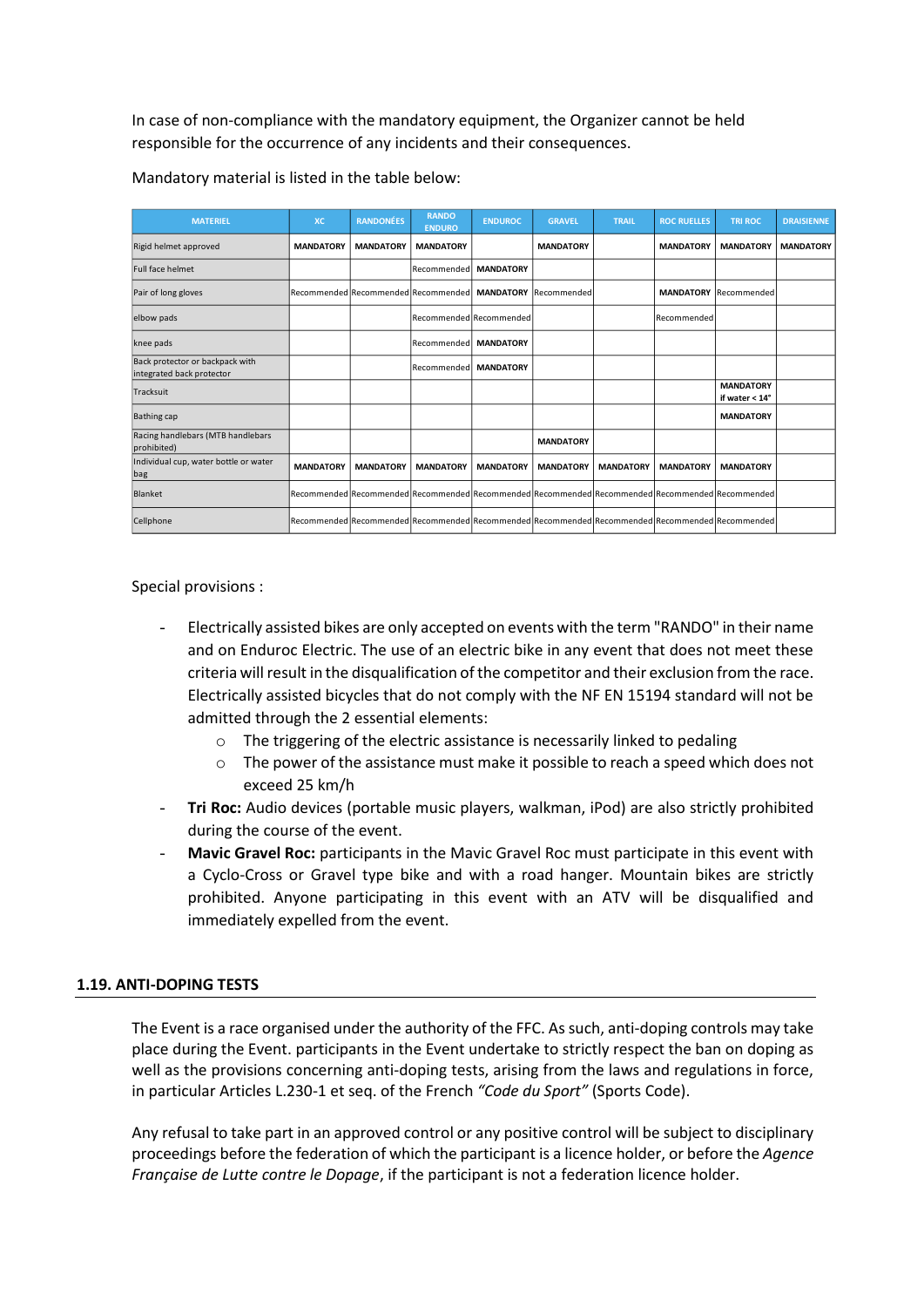In case of non-compliance with the mandatory equipment, the Organizer cannot be held responsible for the occurrence of any incidents and their consequences.

Mandatory material is listed in the table below:

| MATERIEL | XC | RANDONÉES | RANDO ENDURO | ENDUROC | GRAVEL | TRAIL | ROC RUELLES | TRI ROC | DRAISIENNE |
|---|---|---|---|---|---|---|---|---|---|
| Rigid helmet approved | MANDATORY | MANDATORY | MANDATORY | | MANDATORY | | MANDATORY | MANDATORY | MANDATORY |
| Full face helmet | | | Recommended | MANDATORY | | | | | |
| Pair of long gloves | Recommended | Recommended | Recommended | MANDATORY | Recommended | | MANDATORY | Recommended | |
| elbow pads | | | Recommended | Recommended | | | Recommended | | |
| knee pads | | | Recommended | MANDATORY | | | | | |
| Back protector or backpack with integrated back protector | | | Recommended | MANDATORY | | | | | |
| Tracksuit | | | | | | | | MANDATORY if water < 14° | |
| Bathing cap | | | | | | | | MANDATORY | |
| Racing handlebars (MTB handlebars prohibited) | | | | | MANDATORY | | | | |
| Individual cup, water bottle or water bag | MANDATORY | MANDATORY | MANDATORY | MANDATORY | MANDATORY | MANDATORY | MANDATORY | MANDATORY | |
| Blanket | Recommended | Recommended | Recommended | Recommended | Recommended | Recommended | Recommended | Recommended | |
| Cellphone | Recommended | Recommended | Recommended | Recommended | Recommended | Recommended | Recommended | Recommended | |

Special provisions :

- Electrically assisted bikes are only accepted on events with the term "RANDO" in their name and on Enduroc Electric. The use of an electric bike in any event that does not meet these criteria will result in the disqualification of the competitor and their exclusion from the race. Electrically assisted bicycles that do not comply with the NF EN 15194 standard will not be admitted through the 2 essential elements:
  - The triggering of the electric assistance is necessarily linked to pedaling
  - The power of the assistance must make it possible to reach a speed which does not exceed 25 km/h
- **Tri Roc:** Audio devices (portable music players, walkman, iPod) are also strictly prohibited during the course of the event.
- **Mavic Gravel Roc:** participants in the Mavic Gravel Roc must participate in this event with a Cyclo-Cross or Gravel type bike and with a road hanger. Mountain bikes are strictly prohibited. Anyone participating in this event with an ATV will be disqualified and immediately expelled from the event.

## 1.19. ANTI-DOPING TESTS

The Event is a race organised under the authority of the FFC. As such, anti-doping controls may take place during the Event. participants in the Event undertake to strictly respect the ban on doping as well as the provisions concerning anti-doping tests, arising from the laws and regulations in force, in particular Articles L.230-1 et seq. of the French *"Code du Sport"* (Sports Code).

Any refusal to take part in an approved control or any positive control will be subject to disciplinary proceedings before the federation of which the participant is a licence holder, or before the *Agence Française de Lutte contre le Dopage*, if the participant is not a federation licence holder.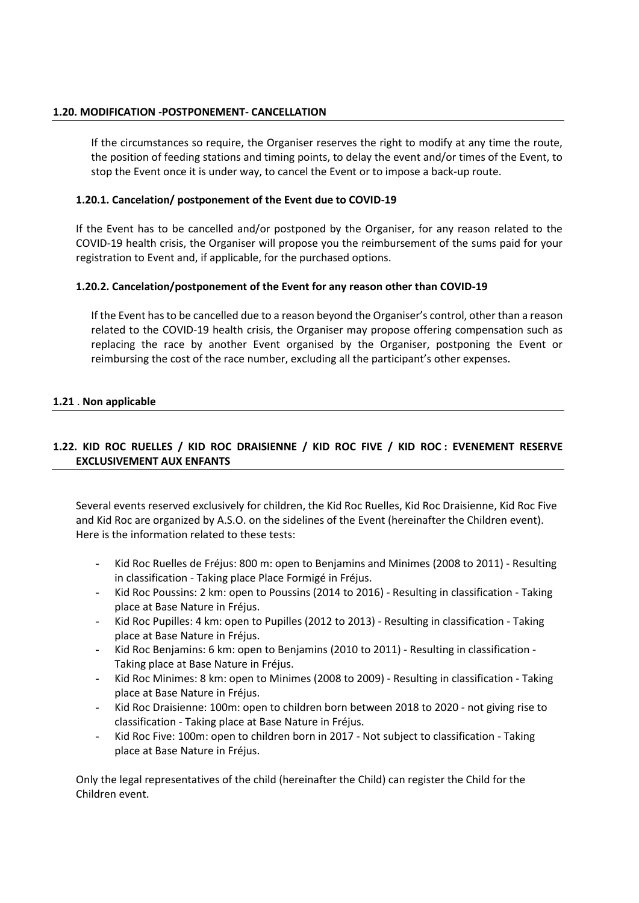### 1.20. MODIFICATION -POSTPONEMENT- CANCELLATION

If the circumstances so require, the Organiser reserves the right to modify at any time the route, the position of feeding stations and timing points, to delay the event and/or times of the Event, to stop the Event once it is under way, to cancel the Event or to impose a back-up route.

#### 1.20.1. Cancelation/ postponement of the Event due to COVID-19

If the Event has to be cancelled and/or postponed by the Organiser, for any reason related to the COVID-19 health crisis, the Organiser will propose you the reimbursement of the sums paid for your registration to Event and, if applicable, for the purchased options.

#### 1.20.2. Cancelation/postponement of the Event for any reason other than COVID-19

If the Event has to be cancelled due to a reason beyond the Organiser's control, other than a reason related to the COVID-19 health crisis, the Organiser may propose offering compensation such as replacing the race by another Event organised by the Organiser, postponing the Event or reimbursing the cost of the race number, excluding all the participant's other expenses.

### 1.21 . Non applicable

### 1.22. KID ROC RUELLES / KID ROC DRAISIENNE / KID ROC FIVE / KID ROC : EVENEMENT RESERVE EXCLUSIVEMENT AUX ENFANTS

Several events reserved exclusively for children, the Kid Roc Ruelles, Kid Roc Draisienne, Kid Roc Five and Kid Roc are organized by A.S.O. on the sidelines of the Event (hereinafter the Children event). Here is the information related to these tests:

- Kid Roc Ruelles de Fréjus: 800 m: open to Benjamins and Minimes (2008 to 2011) - Resulting in classification - Taking place Place Formigé in Fréjus.
- Kid Roc Poussins: 2 km: open to Poussins (2014 to 2016) - Resulting in classification - Taking place at Base Nature in Fréjus.
- Kid Roc Pupilles: 4 km: open to Pupilles (2012 to 2013) - Resulting in classification - Taking place at Base Nature in Fréjus.
- Kid Roc Benjamins: 6 km: open to Benjamins (2010 to 2011) - Resulting in classification - Taking place at Base Nature in Fréjus.
- Kid Roc Minimes: 8 km: open to Minimes (2008 to 2009) - Resulting in classification - Taking place at Base Nature in Fréjus.
- Kid Roc Draisienne: 100m: open to children born between 2018 to 2020 - not giving rise to classification - Taking place at Base Nature in Fréjus.
- Kid Roc Five: 100m: open to children born in 2017 - Not subject to classification - Taking place at Base Nature in Fréjus.

Only the legal representatives of the child (hereinafter the Child) can register the Child for the Children event.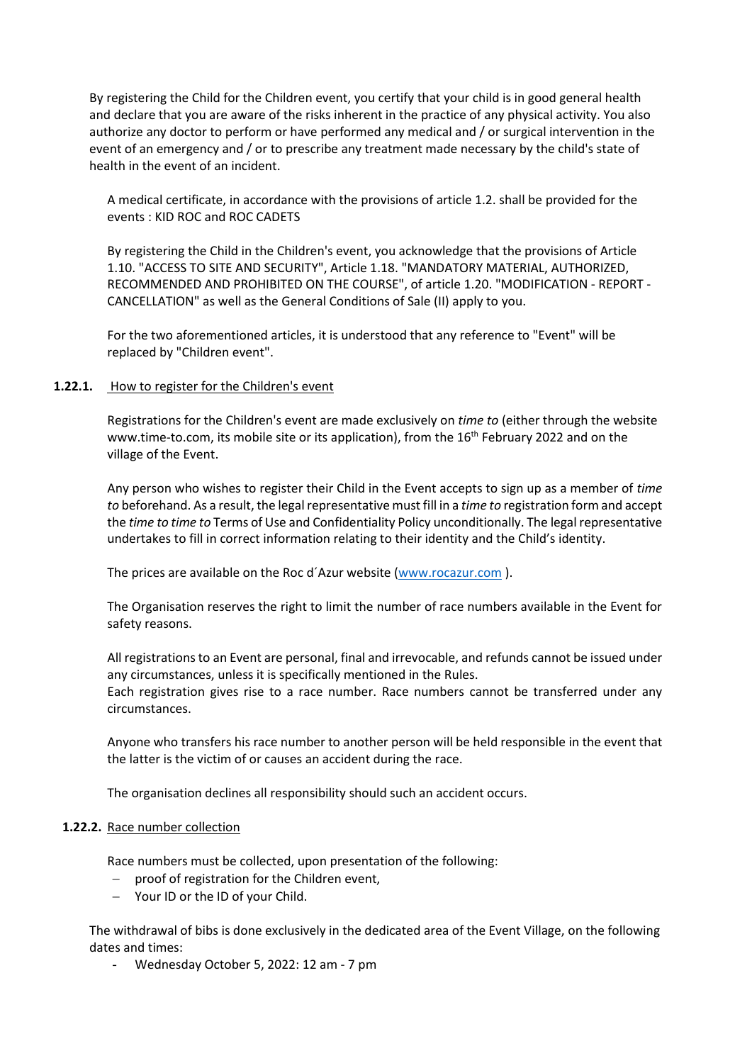By registering the Child for the Children event, you certify that your child is in good general health and declare that you are aware of the risks inherent in the practice of any physical activity. You also authorize any doctor to perform or have performed any medical and / or surgical intervention in the event of an emergency and / or to prescribe any treatment made necessary by the child's state of health in the event of an incident.

A medical certificate, in accordance with the provisions of article 1.2. shall be provided for the events : KID ROC and ROC CADETS

By registering the Child in the Children's event, you acknowledge that the provisions of Article 1.10. "ACCESS TO SITE AND SECURITY", Article 1.18. "MANDATORY MATERIAL, AUTHORIZED, RECOMMENDED AND PROHIBITED ON THE COURSE", of article 1.20. "MODIFICATION - REPORT - CANCELLATION" as well as the General Conditions of Sale (II) apply to you.

For the two aforementioned articles, it is understood that any reference to "Event" will be replaced by "Children event".

#### **1.22.1.** How to register for the Children's event

Registrations for the Children's event are made exclusively on *time to* (either through the website www.time-to.com, its mobile site or its application), from the 16th February 2022 and on the village of the Event.

Any person who wishes to register their Child in the Event accepts to sign up as a member of *time to* beforehand. As a result, the legal representative must fill in a *time to* registration form and accept the *time to time to* Terms of Use and Confidentiality Policy unconditionally. The legal representative undertakes to fill in correct information relating to their identity and the Child's identity.

The prices are available on the Roc d´Azur website (www.rocazur.com ).

The Organisation reserves the right to limit the number of race numbers available in the Event for safety reasons.

All registrations to an Event are personal, final and irrevocable, and refunds cannot be issued under any circumstances, unless it is specifically mentioned in the Rules.
Each registration gives rise to a race number. Race numbers cannot be transferred under any circumstances.

Anyone who transfers his race number to another person will be held responsible in the event that the latter is the victim of or causes an accident during the race.

The organisation declines all responsibility should such an accident occurs.

#### **1.22.2.** Race number collection

Race numbers must be collected, upon presentation of the following:

- proof of registration for the Children event,
- Your ID or the ID of your Child.

The withdrawal of bibs is done exclusively in the dedicated area of the Event Village, on the following dates and times:

- Wednesday October 5, 2022: 12 am - 7 pm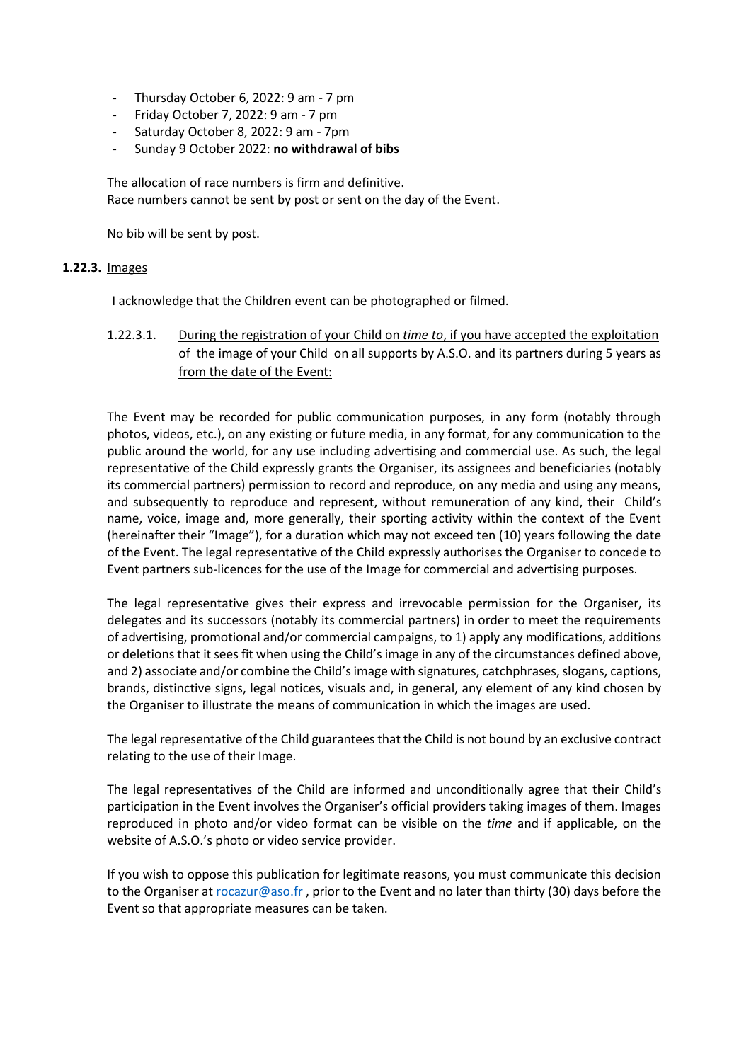- Thursday October 6, 2022: 9 am - 7 pm
- Friday October 7, 2022: 9 am - 7 pm
- Saturday October 8, 2022: 9 am - 7pm
- Sunday 9 October 2022: **no withdrawal of bibs**

The allocation of race numbers is firm and definitive.
Race numbers cannot be sent by post or sent on the day of the Event.

No bib will be sent by post.

#### **1.22.3.** Images

I acknowledge that the Children event can be photographed or filmed.

1.22.3.1. During the registration of your Child on *time to*, if you have accepted the exploitation of the image of your Child on all supports by A.S.O. and its partners during 5 years as from the date of the Event:

The Event may be recorded for public communication purposes, in any form (notably through photos, videos, etc.), on any existing or future media, in any format, for any communication to the public around the world, for any use including advertising and commercial use. As such, the legal representative of the Child expressly grants the Organiser, its assignees and beneficiaries (notably its commercial partners) permission to record and reproduce, on any media and using any means, and subsequently to reproduce and represent, without remuneration of any kind, their Child's name, voice, image and, more generally, their sporting activity within the context of the Event (hereinafter their "Image"), for a duration which may not exceed ten (10) years following the date of the Event. The legal representative of the Child expressly authorises the Organiser to concede to Event partners sub-licences for the use of the Image for commercial and advertising purposes.

The legal representative gives their express and irrevocable permission for the Organiser, its delegates and its successors (notably its commercial partners) in order to meet the requirements of advertising, promotional and/or commercial campaigns, to 1) apply any modifications, additions or deletions that it sees fit when using the Child's image in any of the circumstances defined above, and 2) associate and/or combine the Child's image with signatures, catchphrases, slogans, captions, brands, distinctive signs, legal notices, visuals and, in general, any element of any kind chosen by the Organiser to illustrate the means of communication in which the images are used.

The legal representative of the Child guarantees that the Child is not bound by an exclusive contract relating to the use of their Image.

The legal representatives of the Child are informed and unconditionally agree that their Child's participation in the Event involves the Organiser's official providers taking images of them. Images reproduced in photo and/or video format can be visible on the *time* and if applicable, on the website of A.S.O.'s photo or video service provider.

If you wish to oppose this publication for legitimate reasons, you must communicate this decision to the Organiser at rocazur@aso.fr , prior to the Event and no later than thirty (30) days before the Event so that appropriate measures can be taken.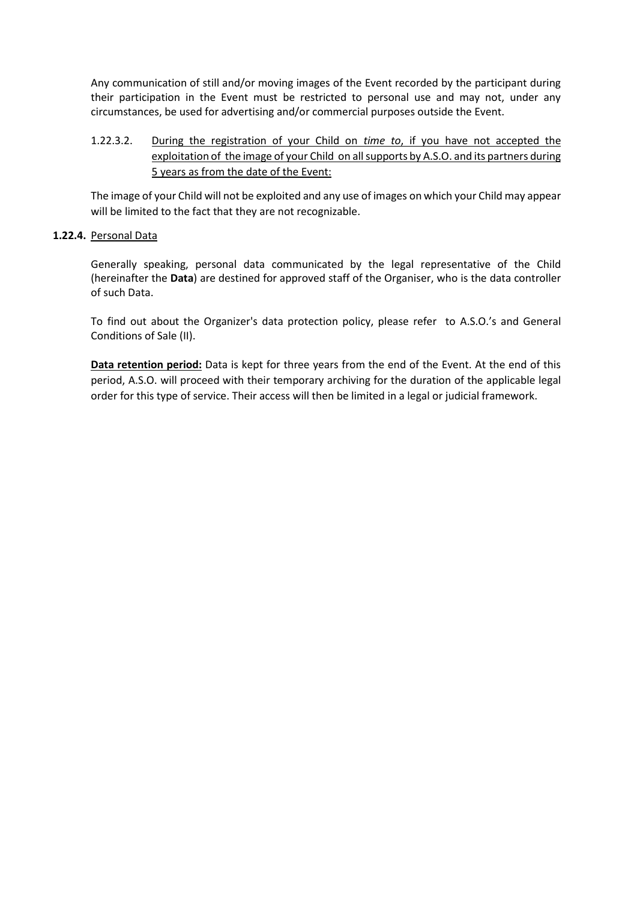Any communication of still and/or moving images of the Event recorded by the participant during their participation in the Event must be restricted to personal use and may not, under any circumstances, be used for advertising and/or commercial purposes outside the Event.

1.22.3.2. <u>During the registration of your Child on *time to*, if you have not accepted the exploitation of the image of your Child on all supports by A.S.O. and its partners during 5 years as from the date of the Event:</u>

The image of your Child will not be exploited and any use of images on which your Child may appear will be limited to the fact that they are not recognizable.

**1.22.4.** <u>Personal Data</u>

Generally speaking, personal data communicated by the legal representative of the Child (hereinafter the **Data**) are destined for approved staff of the Organiser, who is the data controller of such Data.

To find out about the Organizer's data protection policy, please refer to A.S.O.'s and General Conditions of Sale (II).

**<u>Data retention period:</u>** Data is kept for three years from the end of the Event. At the end of this period, A.S.O. will proceed with their temporary archiving for the duration of the applicable legal order for this type of service. Their access will then be limited in a legal or judicial framework.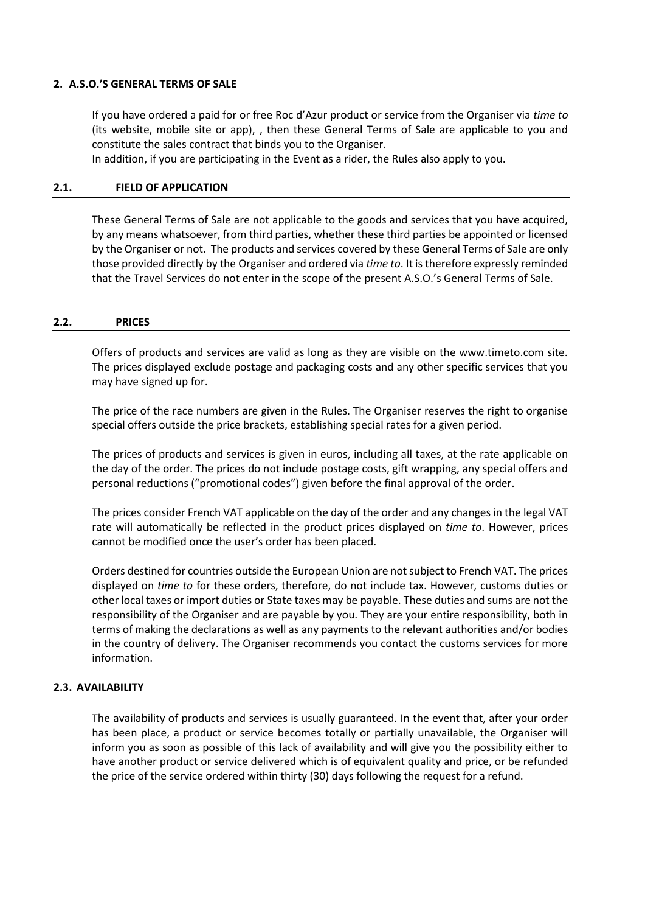## 2. A.S.O.'S GENERAL TERMS OF SALE

If you have ordered a paid for or free Roc d'Azur product or service from the Organiser via *time to* (its website, mobile site or app), , then these General Terms of Sale are applicable to you and constitute the sales contract that binds you to the Organiser.
In addition, if you are participating in the Event as a rider, the Rules also apply to you.

### 2.1. FIELD OF APPLICATION

These General Terms of Sale are not applicable to the goods and services that you have acquired, by any means whatsoever, from third parties, whether these third parties be appointed or licensed by the Organiser or not. The products and services covered by these General Terms of Sale are only those provided directly by the Organiser and ordered via *time to*. It is therefore expressly reminded that the Travel Services do not enter in the scope of the present A.S.O.'s General Terms of Sale.

### 2.2. PRICES

Offers of products and services are valid as long as they are visible on the www.timeto.com site. The prices displayed exclude postage and packaging costs and any other specific services that you may have signed up for.

The price of the race numbers are given in the Rules. The Organiser reserves the right to organise special offers outside the price brackets, establishing special rates for a given period.

The prices of products and services is given in euros, including all taxes, at the rate applicable on the day of the order. The prices do not include postage costs, gift wrapping, any special offers and personal reductions ("promotional codes") given before the final approval of the order.

The prices consider French VAT applicable on the day of the order and any changes in the legal VAT rate will automatically be reflected in the product prices displayed on *time to*. However, prices cannot be modified once the user's order has been placed.

Orders destined for countries outside the European Union are not subject to French VAT. The prices displayed on *time to* for these orders, therefore, do not include tax. However, customs duties or other local taxes or import duties or State taxes may be payable. These duties and sums are not the responsibility of the Organiser and are payable by you. They are your entire responsibility, both in terms of making the declarations as well as any payments to the relevant authorities and/or bodies in the country of delivery. The Organiser recommends you contact the customs services for more information.

### 2.3. AVAILABILITY

The availability of products and services is usually guaranteed. In the event that, after your order has been place, a product or service becomes totally or partially unavailable, the Organiser will inform you as soon as possible of this lack of availability and will give you the possibility either to have another product or service delivered which is of equivalent quality and price, or be refunded the price of the service ordered within thirty (30) days following the request for a refund.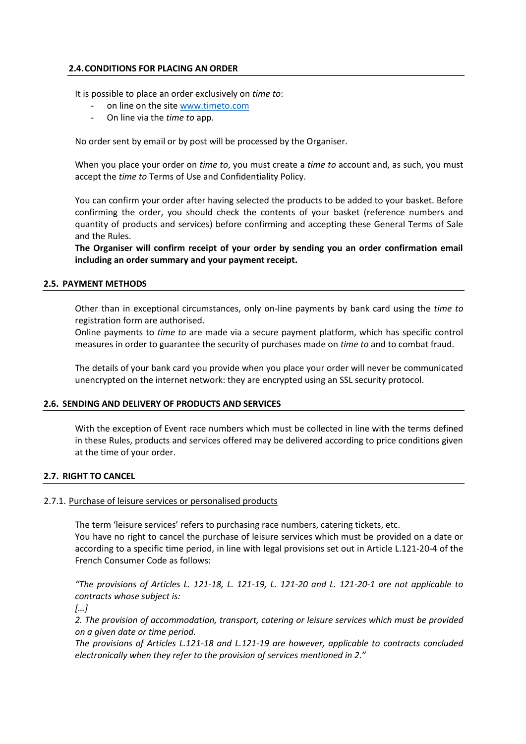### 2.4. CONDITIONS FOR PLACING AN ORDER

It is possible to place an order exclusively on *time to*:

- on line on the site [www.timeto.com](www.timeto.com)
- On line via the *time to* app.

No order sent by email or by post will be processed by the Organiser.

When you place your order on *time to*, you must create a *time to* account and, as such, you must accept the *time to* Terms of Use and Confidentiality Policy.

You can confirm your order after having selected the products to be added to your basket. Before confirming the order, you should check the contents of your basket (reference numbers and quantity of products and services) before confirming and accepting these General Terms of Sale and the Rules.

**The Organiser will confirm receipt of your order by sending you an order confirmation email including an order summary and your payment receipt.**

### 2.5. PAYMENT METHODS

Other than in exceptional circumstances, only on-line payments by bank card using the *time to* registration form are authorised.

Online payments to *time to* are made via a secure payment platform, which has specific control measures in order to guarantee the security of purchases made on *time to* and to combat fraud.

The details of your bank card you provide when you place your order will never be communicated unencrypted on the internet network: they are encrypted using an SSL security protocol.

### 2.6. SENDING AND DELIVERY OF PRODUCTS AND SERVICES

With the exception of Event race numbers which must be collected in line with the terms defined in these Rules, products and services offered may be delivered according to price conditions given at the time of your order.

### 2.7. RIGHT TO CANCEL

#### 2.7.1. Purchase of leisure services or personalised products

The term 'leisure services' refers to purchasing race numbers, catering tickets, etc.

You have no right to cancel the purchase of leisure services which must be provided on a date or according to a specific time period, in line with legal provisions set out in Article L.121-20-4 of the French Consumer Code as follows:

*"The provisions of Articles L. 121-18, L. 121-19, L. 121-20 and L. 121-20-1 are not applicable to contracts whose subject is:*

*[…]*

*2. The provision of accommodation, transport, catering or leisure services which must be provided on a given date or time period.*

*The provisions of Articles L.121-18 and L.121-19 are however, applicable to contracts concluded electronically when they refer to the provision of services mentioned in 2."*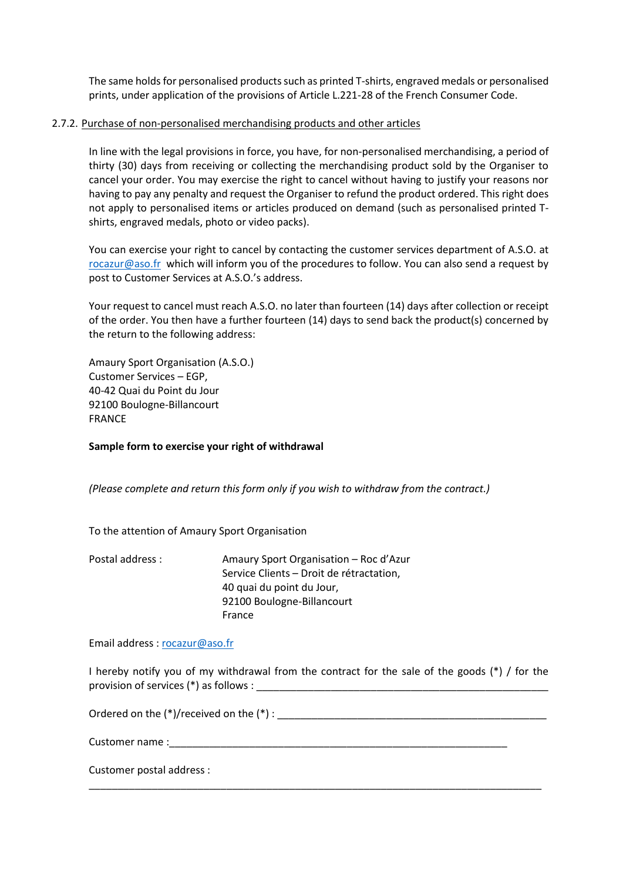The same holds for personalised products such as printed T-shirts, engraved medals or personalised prints, under application of the provisions of Article L.221-28 of the French Consumer Code.

2.7.2. <u>Purchase of non-personalised merchandising products and other articles</u>

In line with the legal provisions in force, you have, for non-personalised merchandising, a period of thirty (30) days from receiving or collecting the merchandising product sold by the Organiser to cancel your order. You may exercise the right to cancel without having to justify your reasons nor having to pay any penalty and request the Organiser to refund the product ordered. This right does not apply to personalised items or articles produced on demand (such as personalised printed T-shirts, engraved medals, photo or video packs).

You can exercise your right to cancel by contacting the customer services department of A.S.O. at rocazur@aso.fr which will inform you of the procedures to follow. You can also send a request by post to Customer Services at A.S.O.'s address.

Your request to cancel must reach A.S.O. no later than fourteen (14) days after collection or receipt of the order. You then have a further fourteen (14) days to send back the product(s) concerned by the return to the following address:

Amaury Sport Organisation (A.S.O.)
Customer Services – EGP,
40-42 Quai du Point du Jour
92100 Boulogne-Billancourt
FRANCE

**Sample form to exercise your right of withdrawal**

*(Please complete and return this form only if you wish to withdraw from the contract.)*

To the attention of Amaury Sport Organisation

Postal address :
Amaury Sport Organisation – Roc d'Azur
Service Clients – Droit de rétractation,
40 quai du point du Jour,
92100 Boulogne-Billancourt
France

Email address : rocazur@aso.fr

I hereby notify you of my withdrawal from the contract for the sale of the goods (*) / for the provision of services (*) as follows : ____________________________________________________

Ordered on the (*)/received on the (*) : ________________________________________________

Customer name :____________________________________________________________

Customer postal address :
________________________________________________________________________________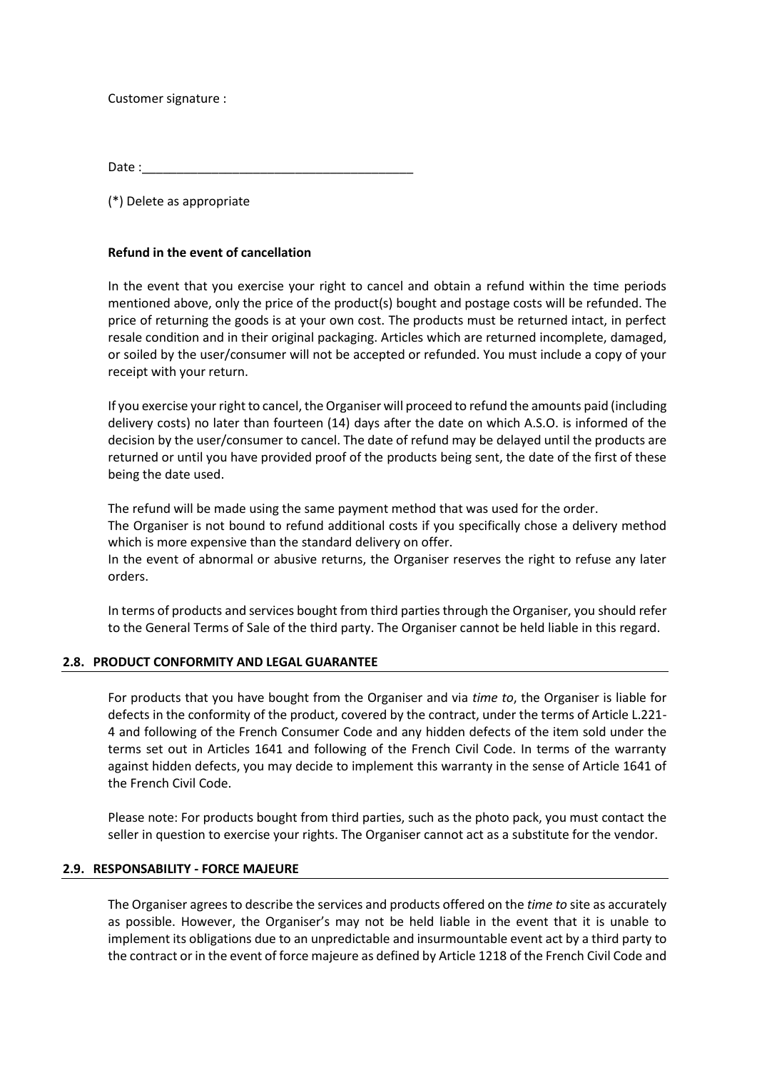Customer signature :

Date :_______________________________________

(*) Delete as appropriate

**Refund in the event of cancellation**

In the event that you exercise your right to cancel and obtain a refund within the time periods mentioned above, only the price of the product(s) bought and postage costs will be refunded. The price of returning the goods is at your own cost. The products must be returned intact, in perfect resale condition and in their original packaging. Articles which are returned incomplete, damaged, or soiled by the user/consumer will not be accepted or refunded. You must include a copy of your receipt with your return.

If you exercise your right to cancel, the Organiser will proceed to refund the amounts paid (including delivery costs) no later than fourteen (14) days after the date on which A.S.O. is informed of the decision by the user/consumer to cancel. The date of refund may be delayed until the products are returned or until you have provided proof of the products being sent, the date of the first of these being the date used.

The refund will be made using the same payment method that was used for the order.
The Organiser is not bound to refund additional costs if you specifically chose a delivery method which is more expensive than the standard delivery on offer.
In the event of abnormal or abusive returns, the Organiser reserves the right to refuse any later orders.

In terms of products and services bought from third parties through the Organiser, you should refer to the General Terms of Sale of the third party. The Organiser cannot be held liable in this regard.

## 2.8. PRODUCT CONFORMITY AND LEGAL GUARANTEE

For products that you have bought from the Organiser and via *time to*, the Organiser is liable for defects in the conformity of the product, covered by the contract, under the terms of Article L.221-4 and following of the French Consumer Code and any hidden defects of the item sold under the terms set out in Articles 1641 and following of the French Civil Code. In terms of the warranty against hidden defects, you may decide to implement this warranty in the sense of Article 1641 of the French Civil Code.

Please note: For products bought from third parties, such as the photo pack, you must contact the seller in question to exercise your rights. The Organiser cannot act as a substitute for the vendor.

## 2.9. RESPONSABILITY - FORCE MAJEURE

The Organiser agrees to describe the services and products offered on the *time to* site as accurately as possible. However, the Organiser's may not be held liable in the event that it is unable to implement its obligations due to an unpredictable and insurmountable event act by a third party to the contract or in the event of force majeure as defined by Article 1218 of the French Civil Code and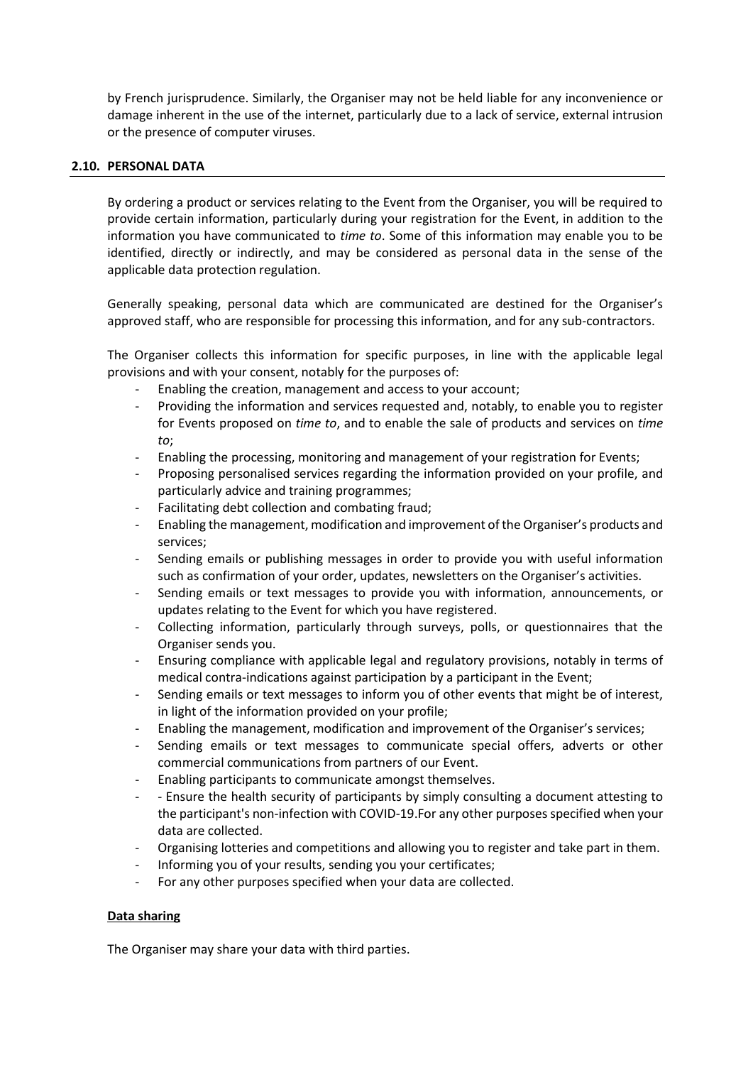by French jurisprudence. Similarly, the Organiser may not be held liable for any inconvenience or damage inherent in the use of the internet, particularly due to a lack of service, external intrusion or the presence of computer viruses.

### 2.10. PERSONAL DATA

By ordering a product or services relating to the Event from the Organiser, you will be required to provide certain information, particularly during your registration for the Event, in addition to the information you have communicated to *time to*. Some of this information may enable you to be identified, directly or indirectly, and may be considered as personal data in the sense of the applicable data protection regulation.

Generally speaking, personal data which are communicated are destined for the Organiser's approved staff, who are responsible for processing this information, and for any sub-contractors.

The Organiser collects this information for specific purposes, in line with the applicable legal provisions and with your consent, notably for the purposes of:

- Enabling the creation, management and access to your account;
- Providing the information and services requested and, notably, to enable you to register for Events proposed on *time to*, and to enable the sale of products and services on *time to*;
- Enabling the processing, monitoring and management of your registration for Events;
- Proposing personalised services regarding the information provided on your profile, and particularly advice and training programmes;
- Facilitating debt collection and combating fraud;
- Enabling the management, modification and improvement of the Organiser's products and services;
- Sending emails or publishing messages in order to provide you with useful information such as confirmation of your order, updates, newsletters on the Organiser's activities.
- Sending emails or text messages to provide you with information, announcements, or updates relating to the Event for which you have registered.
- Collecting information, particularly through surveys, polls, or questionnaires that the Organiser sends you.
- Ensuring compliance with applicable legal and regulatory provisions, notably in terms of medical contra-indications against participation by a participant in the Event;
- Sending emails or text messages to inform you of other events that might be of interest, in light of the information provided on your profile;
- Enabling the management, modification and improvement of the Organiser's services;
- Sending emails or text messages to communicate special offers, adverts or other commercial communications from partners of our Event.
- Enabling participants to communicate amongst themselves.
- - Ensure the health security of participants by simply consulting a document attesting to the participant's non-infection with COVID-19.For any other purposes specified when your data are collected.
- Organising lotteries and competitions and allowing you to register and take part in them.
- Informing you of your results, sending you your certificates;
- For any other purposes specified when your data are collected.

**Data sharing**

The Organiser may share your data with third parties.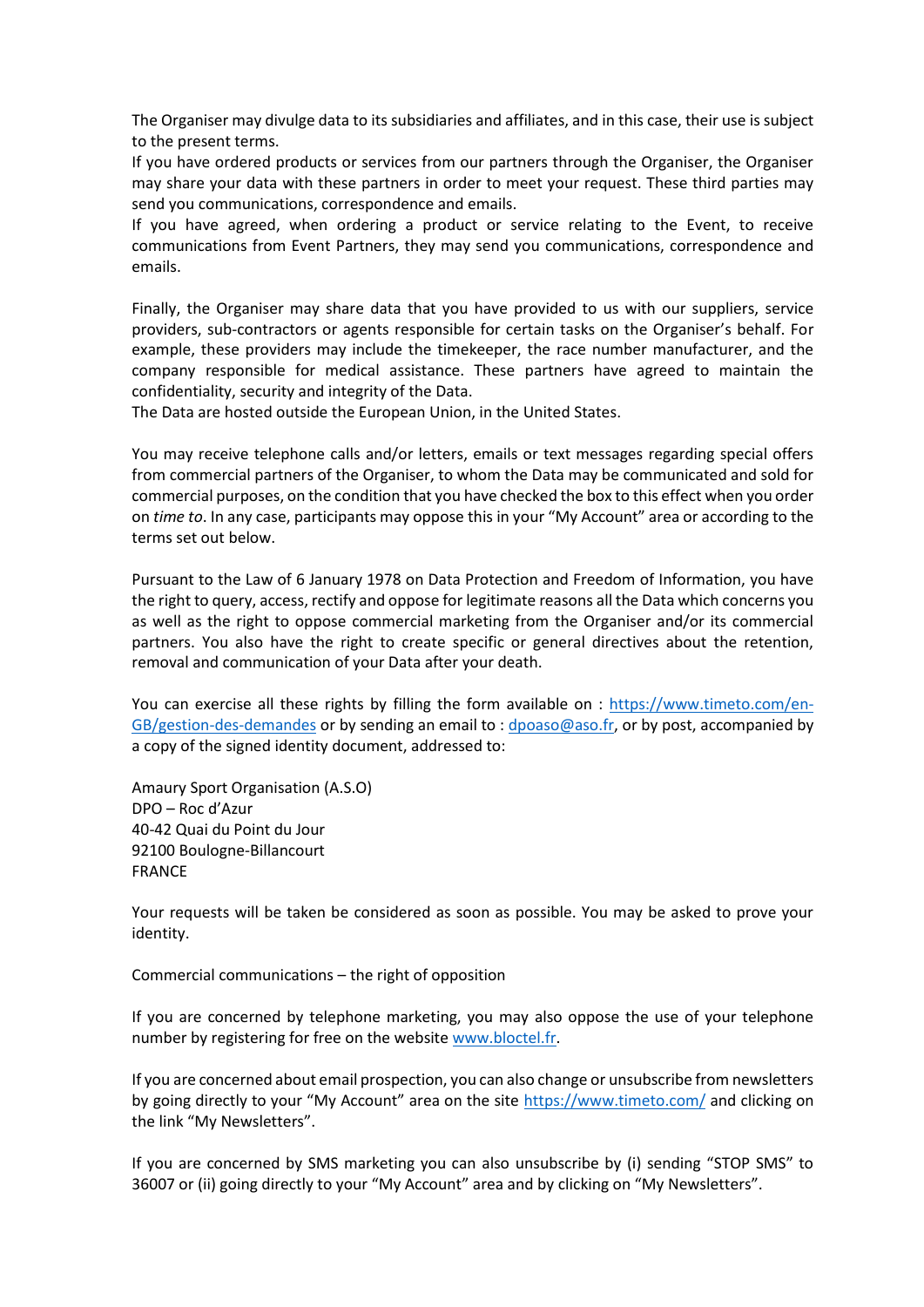The Organiser may divulge data to its subsidiaries and affiliates, and in this case, their use is subject to the present terms.
If you have ordered products or services from our partners through the Organiser, the Organiser may share your data with these partners in order to meet your request. These third parties may send you communications, correspondence and emails.
If you have agreed, when ordering a product or service relating to the Event, to receive communications from Event Partners, they may send you communications, correspondence and emails.

Finally, the Organiser may share data that you have provided to us with our suppliers, service providers, sub-contractors or agents responsible for certain tasks on the Organiser's behalf. For example, these providers may include the timekeeper, the race number manufacturer, and the company responsible for medical assistance. These partners have agreed to maintain the confidentiality, security and integrity of the Data.
The Data are hosted outside the European Union, in the United States.

You may receive telephone calls and/or letters, emails or text messages regarding special offers from commercial partners of the Organiser, to whom the Data may be communicated and sold for commercial purposes, on the condition that you have checked the box to this effect when you order on *time to*. In any case, participants may oppose this in your "My Account" area or according to the terms set out below.

Pursuant to the Law of 6 January 1978 on Data Protection and Freedom of Information, you have the right to query, access, rectify and oppose for legitimate reasons all the Data which concerns you as well as the right to oppose commercial marketing from the Organiser and/or its commercial partners. You also have the right to create specific or general directives about the retention, removal and communication of your Data after your death.

You can exercise all these rights by filling the form available on : [https://www.timeto.com/en-GB/gestion-des-demandes](https://www.timeto.com/en-GB/gestion-des-demandes) or by sending an email to : [dpoaso@aso.fr](mailto:dpoaso@aso.fr), or by post, accompanied by a copy of the signed identity document, addressed to:

Amaury Sport Organisation (A.S.O)
DPO – Roc d'Azur
40-42 Quai du Point du Jour
92100 Boulogne-Billancourt
FRANCE

Your requests will be taken be considered as soon as possible. You may be asked to prove your identity.

Commercial communications – the right of opposition

If you are concerned by telephone marketing, you may also oppose the use of your telephone number by registering for free on the website [www.bloctel.fr](http://www.bloctel.fr).

If you are concerned about email prospection, you can also change or unsubscribe from newsletters by going directly to your "My Account" area on the site [https://www.timeto.com/](https://www.timeto.com/) and clicking on the link "My Newsletters".

If you are concerned by SMS marketing you can also unsubscribe by (i) sending "STOP SMS" to 36007 or (ii) going directly to your "My Account" area and by clicking on "My Newsletters".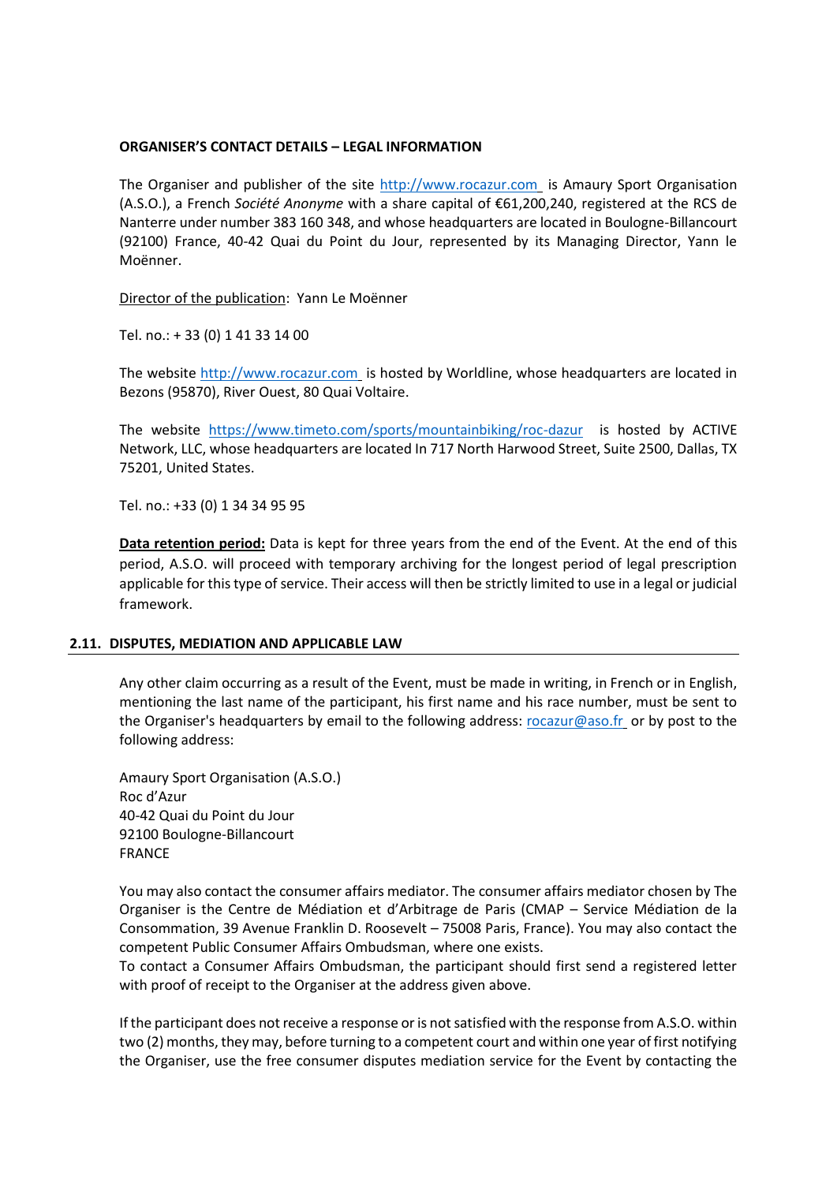**ORGANISER'S CONTACT DETAILS – LEGAL INFORMATION**

The Organiser and publisher of the site http://www.rocazur.com is Amaury Sport Organisation (A.S.O.), a French *Société Anonyme* with a share capital of €61,200,240, registered at the RCS de Nanterre under number 383 160 348, and whose headquarters are located in Boulogne-Billancourt (92100) France, 40-42 Quai du Point du Jour, represented by its Managing Director, Yann le Moënner.

Director of the publication: Yann Le Moënner

Tel. no.: + 33 (0) 1 41 33 14 00

The website http://www.rocazur.com is hosted by Worldline, whose headquarters are located in Bezons (95870), River Ouest, 80 Quai Voltaire.

The website https://www.timeto.com/sports/mountainbiking/roc-dazur is hosted by ACTIVE Network, LLC, whose headquarters are located In 717 North Harwood Street, Suite 2500, Dallas, TX 75201, United States.

Tel. no.: +33 (0) 1 34 34 95 95

**Data retention period:** Data is kept for three years from the end of the Event. At the end of this period, A.S.O. will proceed with temporary archiving for the longest period of legal prescription applicable for this type of service. Their access will then be strictly limited to use in a legal or judicial framework.

## 2.11. DISPUTES, MEDIATION AND APPLICABLE LAW

Any other claim occurring as a result of the Event, must be made in writing, in French or in English, mentioning the last name of the participant, his first name and his race number, must be sent to the Organiser's headquarters by email to the following address: rocazur@aso.fr or by post to the following address:

Amaury Sport Organisation (A.S.O.)
Roc d'Azur
40-42 Quai du Point du Jour
92100 Boulogne-Billancourt
FRANCE

You may also contact the consumer affairs mediator. The consumer affairs mediator chosen by The Organiser is the Centre de Médiation et d'Arbitrage de Paris (CMAP – Service Médiation de la Consommation, 39 Avenue Franklin D. Roosevelt – 75008 Paris, France). You may also contact the competent Public Consumer Affairs Ombudsman, where one exists.
To contact a Consumer Affairs Ombudsman, the participant should first send a registered letter with proof of receipt to the Organiser at the address given above.

If the participant does not receive a response or is not satisfied with the response from A.S.O. within two (2) months, they may, before turning to a competent court and within one year of first notifying the Organiser, use the free consumer disputes mediation service for the Event by contacting the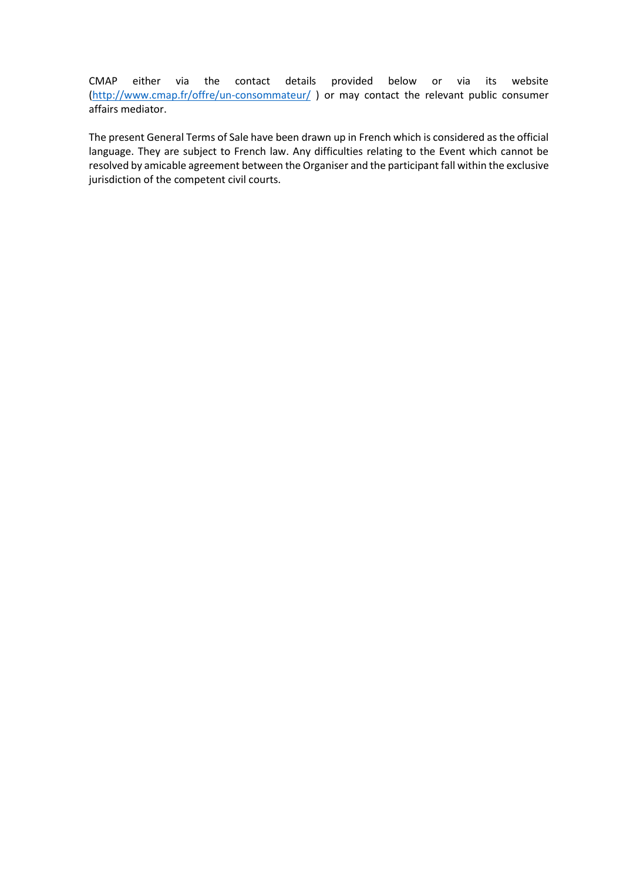CMAP either via the contact details provided below or via its website (http://www.cmap.fr/offre/un-consommateur/ ) or may contact the relevant public consumer affairs mediator.

The present General Terms of Sale have been drawn up in French which is considered as the official language. They are subject to French law. Any difficulties relating to the Event which cannot be resolved by amicable agreement between the Organiser and the participant fall within the exclusive jurisdiction of the competent civil courts.